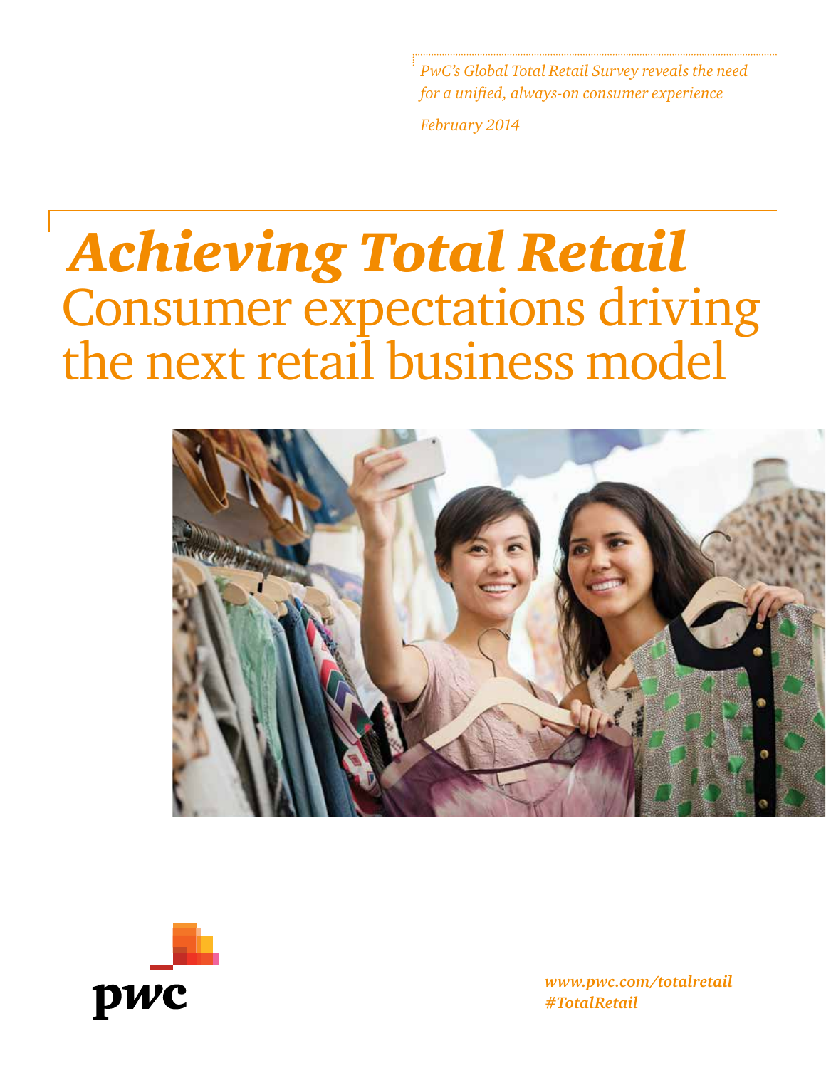*PwC's Global Total Retail Survey reveals the need for a unified, always-on consumer experience*

*February 2014*

# *Achieving Total Retail*
# Consumer expectations driving the next retail business model

pwc

***www.pwc.com/totalretail***
***#TotalRetail***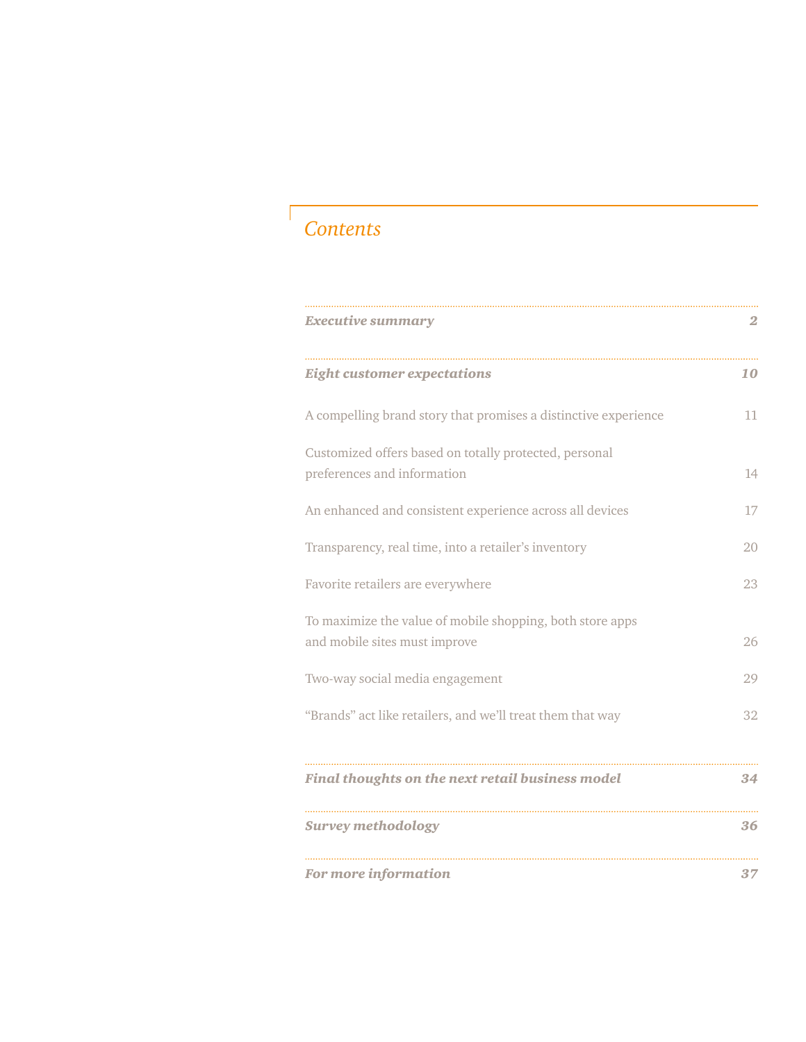# Contents

| | |
|---|---|
| ***Executive summary*** | ***2*** |
| ***Eight customer expectations*** | ***10*** |
| A compelling brand story that promises a distinctive experience | 11 |
| Customized offers based on totally protected, personal preferences and information | 14 |
| An enhanced and consistent experience across all devices | 17 |
| Transparency, real time, into a retailer's inventory | 20 |
| Favorite retailers are everywhere | 23 |
| To maximize the value of mobile shopping, both store apps and mobile sites must improve | 26 |
| Two-way social media engagement | 29 |
| "Brands" act like retailers, and we'll treat them that way | 32 |
| ***Final thoughts on the next retail business model*** | ***34*** |
| ***Survey methodology*** | ***36*** |
| ***For more information*** | ***37*** |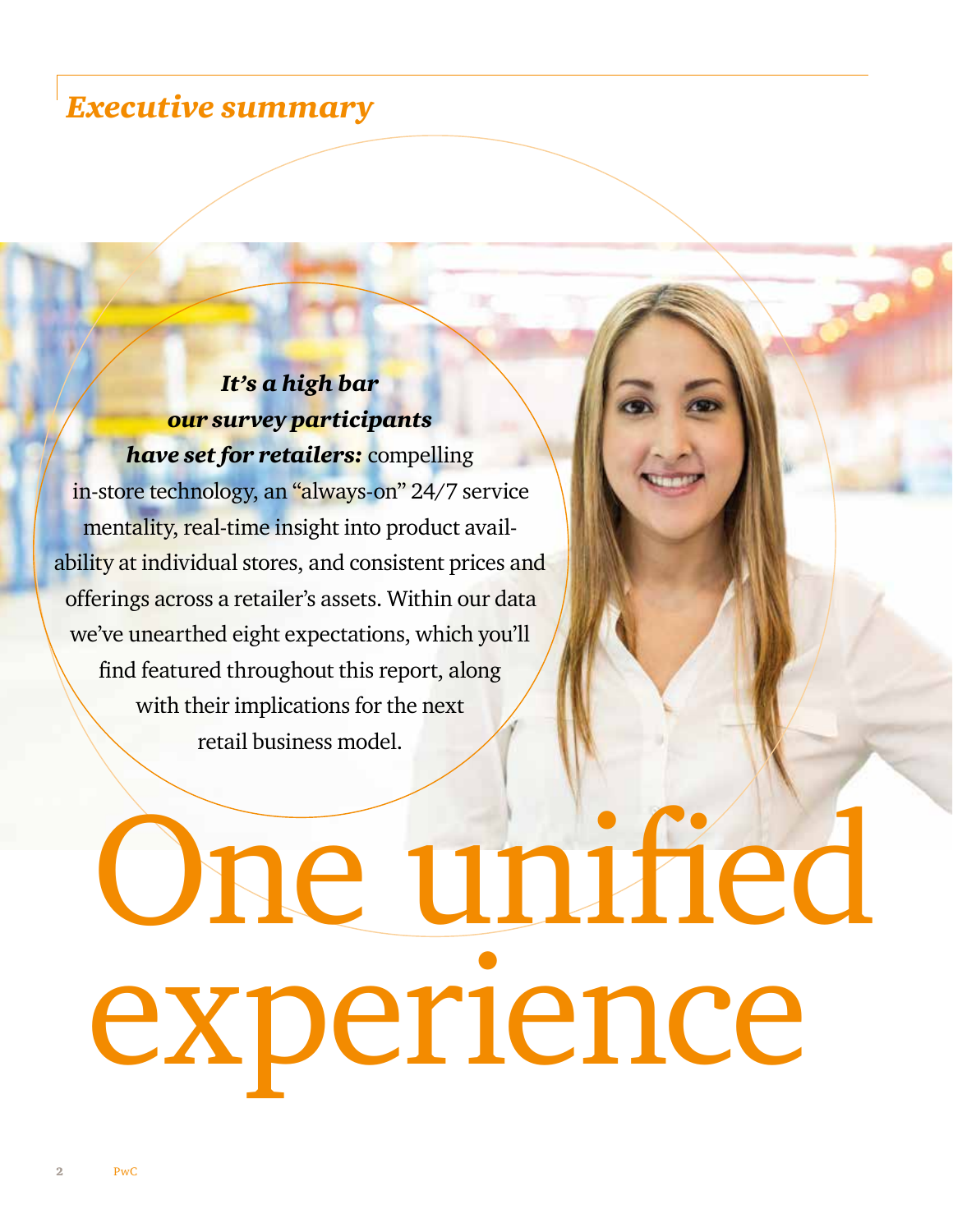# Executive summary

***It's a high bar our survey participants have set for retailers:*** compelling in-store technology, an "always-on" 24/7 service mentality, real-time insight into product availability at individual stores, and consistent prices and offerings across a retailer's assets. Within our data we've unearthed eight expectations, which you'll find featured throughout this report, along with their implications for the next retail business model.

# One unified experience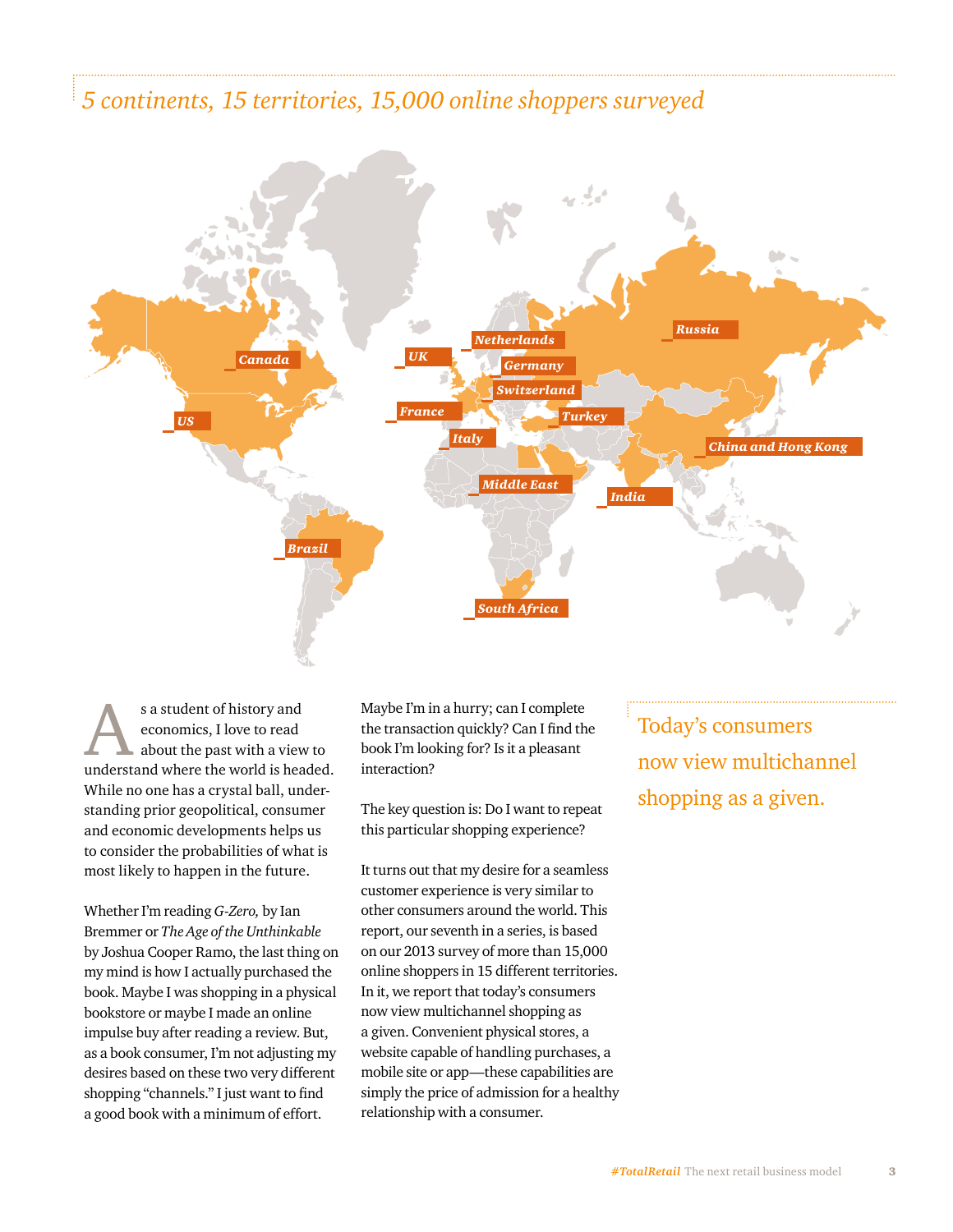*5 continents, 15 territories, 15,000 online shoppers surveyed*

Canada, US, Brazil, UK, Netherlands, Germany, Switzerland, France, Italy, Turkey, Russia, China and Hong Kong, Middle East, India, South Africa

As a student of history and economics, I love to read about the past with a view to understand where the world is headed. While no one has a crystal ball, understanding prior geopolitical, consumer and economic developments helps us to consider the probabilities of what is most likely to happen in the future.

Whether I'm reading *G-Zero,* by Ian Bremmer or *The Age of the Unthinkable* by Joshua Cooper Ramo, the last thing on my mind is how I actually purchased the book. Maybe I was shopping in a physical bookstore or maybe I made an online impulse buy after reading a review. But, as a book consumer, I'm not adjusting my desires based on these two very different shopping "channels." I just want to find a good book with a minimum of effort.

Maybe I'm in a hurry; can I complete the transaction quickly? Can I find the book I'm looking for? Is it a pleasant interaction?

The key question is: Do I want to repeat this particular shopping experience?

It turns out that my desire for a seamless customer experience is very similar to other consumers around the world. This report, our seventh in a series, is based on our 2013 survey of more than 15,000 online shoppers in 15 different territories. In it, we report that today's consumers now view multichannel shopping as a given. Convenient physical stores, a website capable of handling purchases, a mobile site or app—these capabilities are simply the price of admission for a healthy relationship with a consumer.

Today's consumers now view multichannel shopping as a given.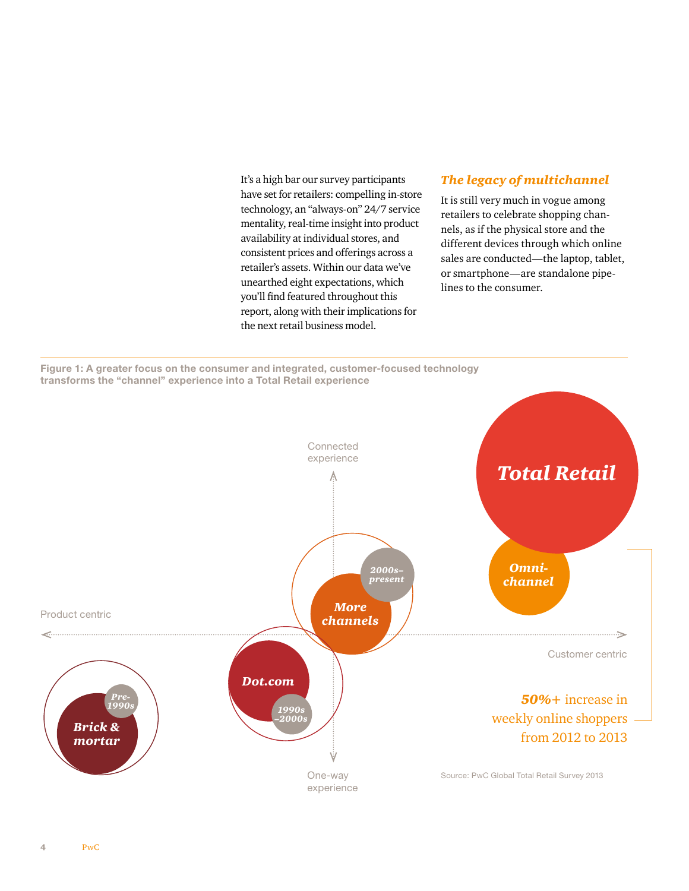It's a high bar our survey participants have set for retailers: compelling in-store technology, an "always-on" 24/7 service mentality, real-time insight into product availability at individual stores, and consistent prices and offerings across a retailer's assets. Within our data we've unearthed eight expectations, which you'll find featured throughout this report, along with their implications for the next retail business model.

### *The legacy of multichannel*

It is still very much in vogue among retailers to celebrate shopping channels, as if the physical store and the different devices through which online sales are conducted—the laptop, tablet, or smartphone—are standalone pipelines to the consumer.

**Figure 1: A greater focus on the consumer and integrated, customer-focused technology transforms the "channel" experience into a Total Retail experience**

Connected experience

Product centric

Customer centric

One-way experience

*Brick & mortar* — *Pre-1990s*

*Dot.com* — *1990s–2000s*

*More channels* — *2000s–present*

*Omni-channel*

*Total Retail*

***50%+*** increase in weekly online shoppers from 2012 to 2013

Source: PwC Global Total Retail Survey 2013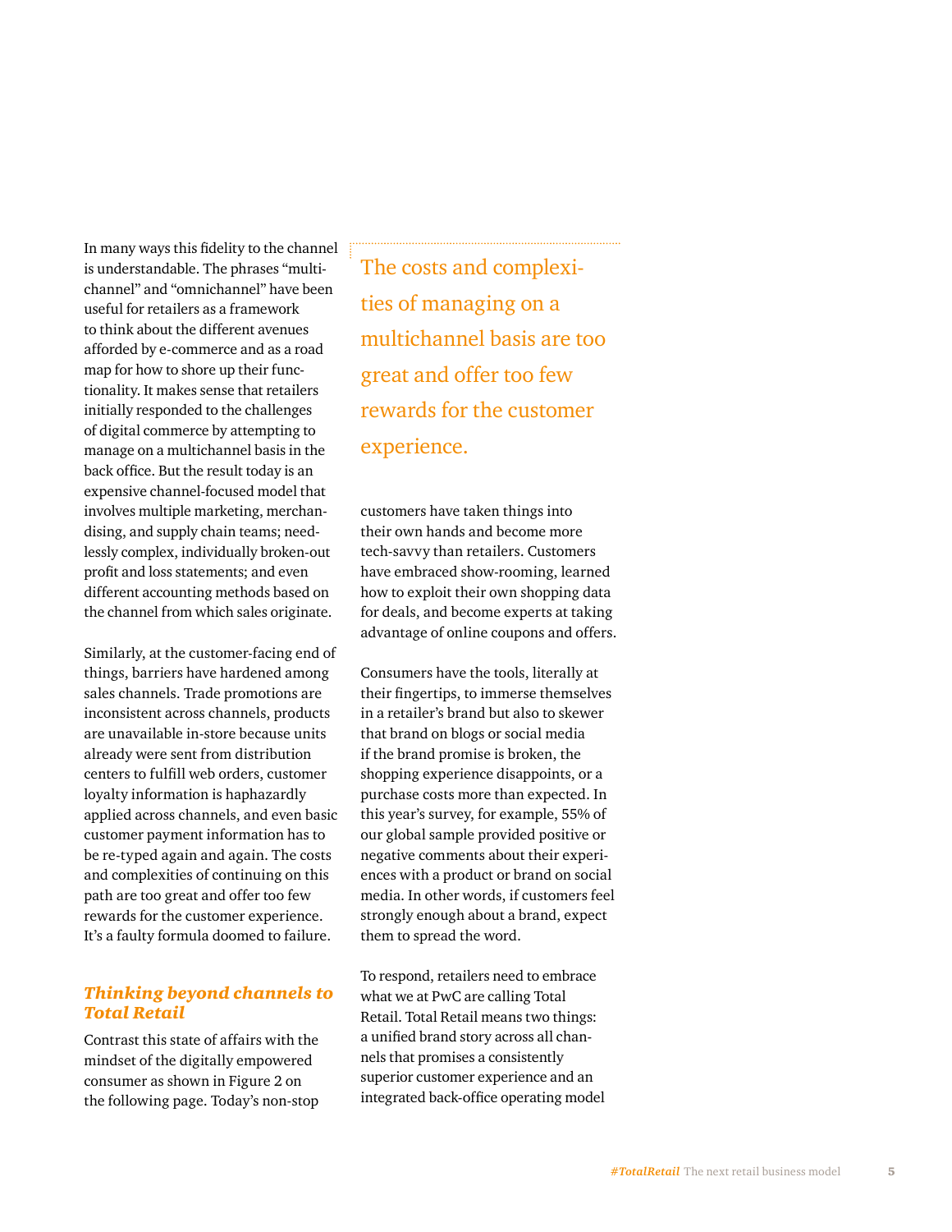In many ways this fidelity to the channel is understandable. The phrases "multichannel" and "omnichannel" have been useful for retailers as a framework to think about the different avenues afforded by e-commerce and as a road map for how to shore up their functionality. It makes sense that retailers initially responded to the challenges of digital commerce by attempting to manage on a multichannel basis in the back office. But the result today is an expensive channel-focused model that involves multiple marketing, merchandising, and supply chain teams; needlessly complex, individually broken-out profit and loss statements; and even different accounting methods based on the channel from which sales originate.

Similarly, at the customer-facing end of things, barriers have hardened among sales channels. Trade promotions are inconsistent across channels, products are unavailable in-store because units already were sent from distribution centers to fulfill web orders, customer loyalty information is haphazardly applied across channels, and even basic customer payment information has to be re-typed again and again. The costs and complexities of continuing on this path are too great and offer too few rewards for the customer experience. It's a faulty formula doomed to failure.

> The costs and complexities of managing on a multichannel basis are too great and offer too few rewards for the customer experience.

### *Thinking beyond channels to Total Retail*

Contrast this state of affairs with the mindset of the digitally empowered consumer as shown in Figure 2 on the following page. Today's non-stop customers have taken things into their own hands and become more tech-savvy than retailers. Customers have embraced show-rooming, learned how to exploit their own shopping data for deals, and become experts at taking advantage of online coupons and offers.

Consumers have the tools, literally at their fingertips, to immerse themselves in a retailer's brand but also to skewer that brand on blogs or social media if the brand promise is broken, the shopping experience disappoints, or a purchase costs more than expected. In this year's survey, for example, 55% of our global sample provided positive or negative comments about their experiences with a product or brand on social media. In other words, if customers feel strongly enough about a brand, expect them to spread the word.

To respond, retailers need to embrace what we at PwC are calling Total Retail. Total Retail means two things: a unified brand story across all channels that promises a consistently superior customer experience and an integrated back-office operating model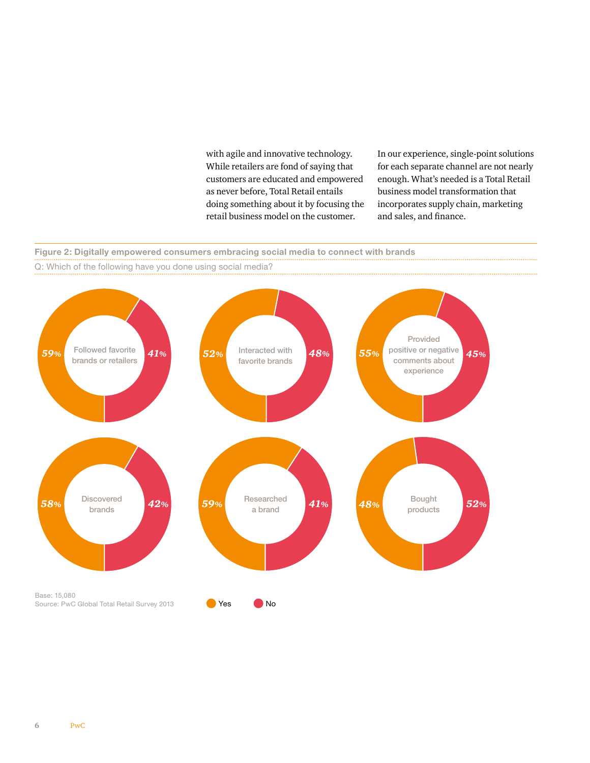with agile and innovative technology. While retailers are fond of saying that customers are educated and empowered as never before, Total Retail entails doing something about it by focusing the retail business model on the customer.

In our experience, single-point solutions for each separate channel are not nearly enough. What's needed is a Total Retail business model transformation that incorporates supply chain, marketing and sales, and finance.

**Figure 2: Digitally empowered consumers embracing social media to connect with brands**

Q: Which of the following have you done using social media?

| | Yes | No |
|---|---|---|
| Followed favorite brands or retailers | 59% | 41% |
| Interacted with favorite brands | 52% | 48% |
| Provided positive or negative comments about experience | 55% | 45% |
| Discovered brands | 58% | 42% |
| Researched a brand | 59% | 41% |
| Bought products | 48% | 52% |

Base: 15,080
Source: PwC Global Total Retail Survey 2013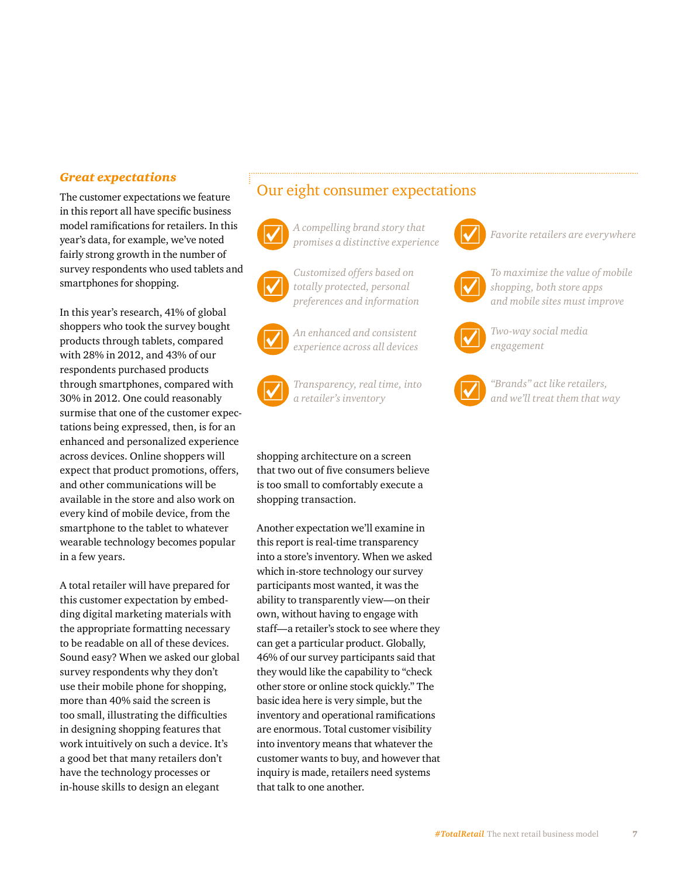### *Great expectations*

The customer expectations we feature in this report all have specific business model ramifications for retailers. In this year's data, for example, we've noted fairly strong growth in the number of survey respondents who used tablets and smartphones for shopping.

In this year's research, 41% of global shoppers who took the survey bought products through tablets, compared with 28% in 2012, and 43% of our respondents purchased products through smartphones, compared with 30% in 2012. One could reasonably surmise that one of the customer expectations being expressed, then, is for an enhanced and personalized experience across devices. Online shoppers will expect that product promotions, offers, and other communications will be available in the store and also work on every kind of mobile device, from the smartphone to the tablet to whatever wearable technology becomes popular in a few years.

A total retailer will have prepared for this customer expectation by embedding digital marketing materials with the appropriate formatting necessary to be readable on all of these devices. Sound easy? When we asked our global survey respondents why they don't use their mobile phone for shopping, more than 40% said the screen is too small, illustrating the difficulties in designing shopping features that work intuitively on such a device. It's a good bet that many retailers don't have the technology processes or in-house skills to design an elegant shopping architecture on a screen that two out of five consumers believe is too small to comfortably execute a shopping transaction.

Another expectation we'll examine in this report is real-time transparency into a store's inventory. When we asked which in-store technology our survey participants most wanted, it was the ability to transparently view—on their own, without having to engage with staff—a retailer's stock to see where they can get a particular product. Globally, 46% of our survey participants said that they would like the capability to "check other store or online stock quickly." The basic idea here is very simple, but the inventory and operational ramifications are enormous. Total customer visibility into inventory means that whatever the customer wants to buy, and however that inquiry is made, retailers need systems that talk to one another.

## Our eight consumer expectations

- *A compelling brand story that promises a distinctive experience*
- *Customized offers based on totally protected, personal preferences and information*
- *An enhanced and consistent experience across all devices*
- *Transparency, real time, into a retailer's inventory*
- *Favorite retailers are everywhere*
- *To maximize the value of mobile shopping, both store apps and mobile sites must improve*
- *Two-way social media engagement*
- *"Brands" act like retailers, and we'll treat them that way*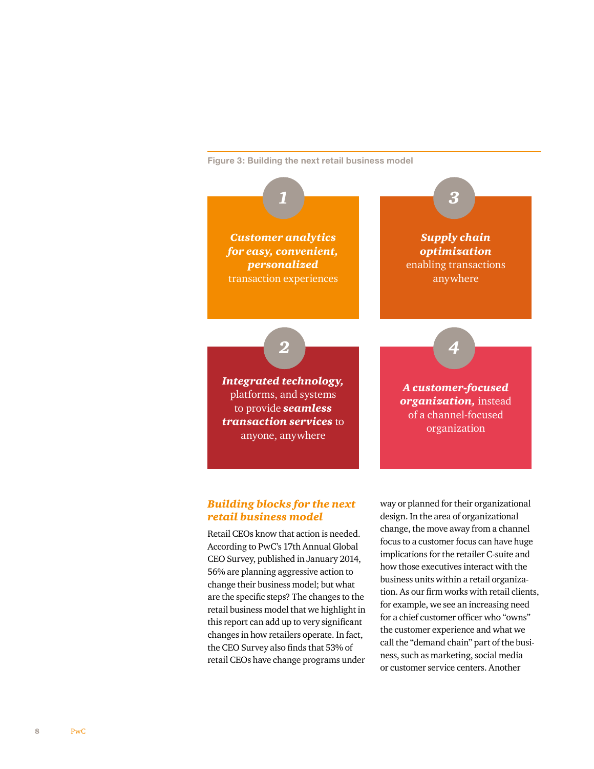Figure 3: Building the next retail business model

**1**

***Customer analytics for easy, convenient, personalized*** transaction experiences

**2**

***Integrated technology,*** platforms, and systems to provide ***seamless transaction services*** to anyone, anywhere

**3**

***Supply chain optimization*** enabling transactions anywhere

**4**

***A customer-focused organization,*** instead of a channel-focused organization

## *Building blocks for the next retail business model*

Retail CEOs know that action is needed. According to PwC's 17th Annual Global CEO Survey, published in January 2014, 56% are planning aggressive action to change their business model; but what are the specific steps? The changes to the retail business model that we highlight in this report can add up to very significant changes in how retailers operate. In fact, the CEO Survey also finds that 53% of retail CEOs have change programs under way or planned for their organizational design. In the area of organizational change, the move away from a channel focus to a customer focus can have huge implications for the retailer C-suite and how those executives interact with the business units within a retail organization. As our firm works with retail clients, for example, we see an increasing need for a chief customer officer who "owns" the customer experience and what we call the "demand chain" part of the business, such as marketing, social media or customer service centers. Another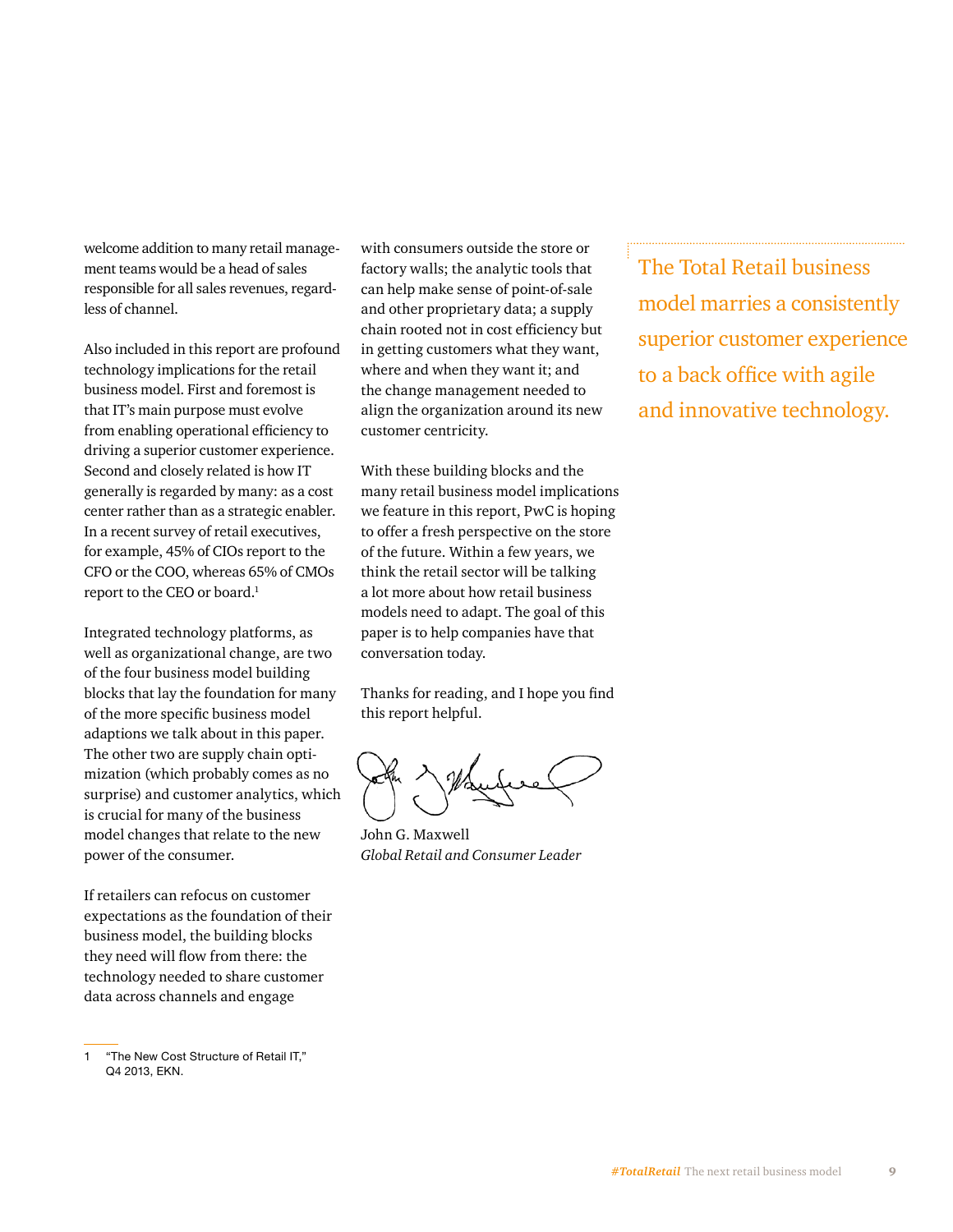welcome addition to many retail management teams would be a head of sales responsible for all sales revenues, regardless of channel.

Also included in this report are profound technology implications for the retail business model. First and foremost is that IT's main purpose must evolve from enabling operational efficiency to driving a superior customer experience. Second and closely related is how IT generally is regarded by many: as a cost center rather than as a strategic enabler. In a recent survey of retail executives, for example, 45% of CIOs report to the CFO or the COO, whereas 65% of CMOs report to the CEO or board.[1]

Integrated technology platforms, as well as organizational change, are two of the four business model building blocks that lay the foundation for many of the more specific business model adaptions we talk about in this paper. The other two are supply chain optimization (which probably comes as no surprise) and customer analytics, which is crucial for many of the business model changes that relate to the new power of the consumer.

If retailers can refocus on customer expectations as the foundation of their business model, the building blocks they need will flow from there: the technology needed to share customer data across channels and engage with consumers outside the store or factory walls; the analytic tools that can help make sense of point-of-sale and other proprietary data; a supply chain rooted not in cost efficiency but in getting customers what they want, where and when they want it; and the change management needed to align the organization around its new customer centricity.

With these building blocks and the many retail business model implications we feature in this report, PwC is hoping to offer a fresh perspective on the store of the future. Within a few years, we think the retail sector will be talking a lot more about how retail business models need to adapt. The goal of this paper is to help companies have that conversation today.

Thanks for reading, and I hope you find this report helpful.

John G. Maxwell
*Global Retail and Consumer Leader*

The Total Retail business model marries a consistently superior customer experience to a back office with agile and innovative technology.

1 "The New Cost Structure of Retail IT," Q4 2013, EKN.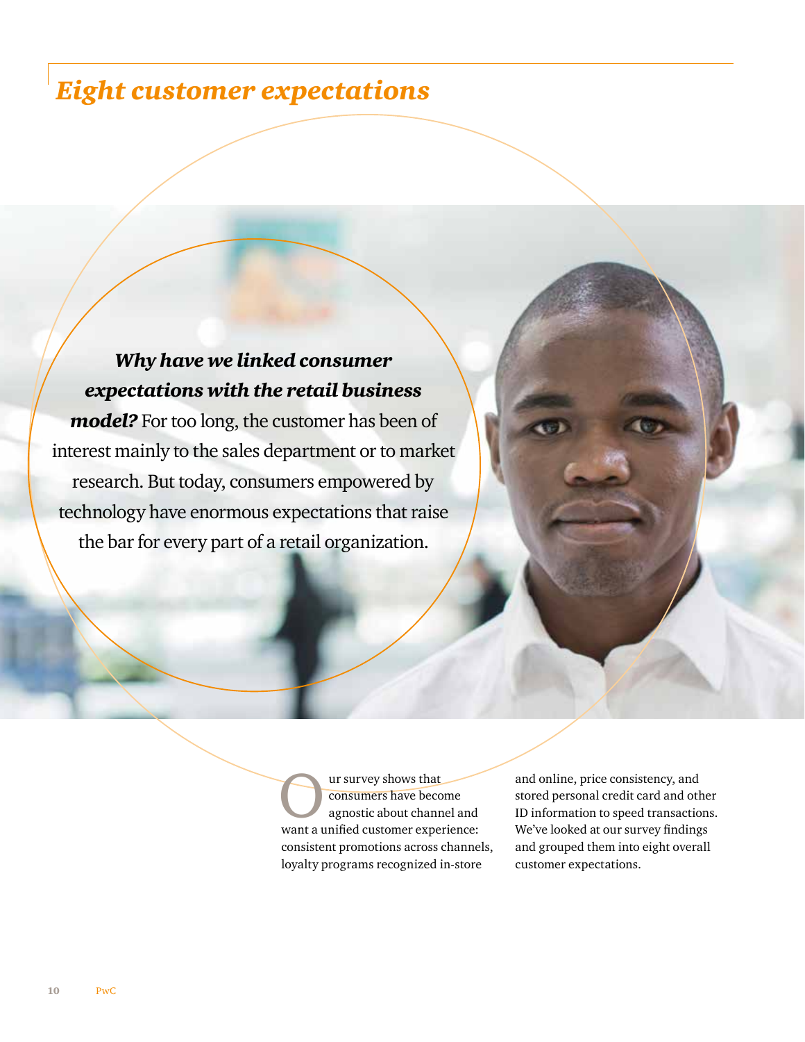# Eight customer expectations

***Why have we linked consumer expectations with the retail business model?*** For too long, the customer has been of interest mainly to the sales department or to market research. But today, consumers empowered by technology have enormous expectations that raise the bar for every part of a retail organization.

Our survey shows that consumers have become agnostic about channel and want a unified customer experience: consistent promotions across channels, loyalty programs recognized in-store and online, price consistency, and stored personal credit card and other ID information to speed transactions. We've looked at our survey findings and grouped them into eight overall customer expectations.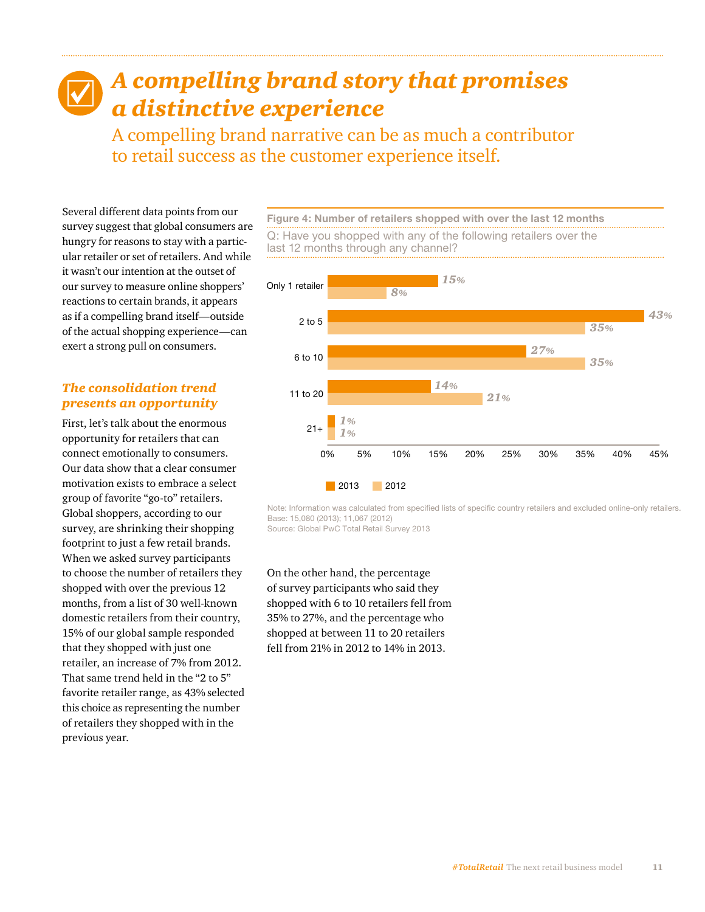# *A compelling brand story that promises a distinctive experience*

A compelling brand narrative can be as much a contributor to retail success as the customer experience itself.

Several different data points from our survey suggest that global consumers are hungry for reasons to stay with a particular retailer or set of retailers. And while it wasn't our intention at the outset of our survey to measure online shoppers' reactions to certain brands, it appears as if a compelling brand itself—outside of the actual shopping experience—can exert a strong pull on consumers.

### *The consolidation trend presents an opportunity*

First, let's talk about the enormous opportunity for retailers that can connect emotionally to consumers. Our data show that a clear consumer motivation exists to embrace a select group of favorite "go-to" retailers. Global shoppers, according to our survey, are shrinking their shopping footprint to just a few retail brands. When we asked survey participants to choose the number of retailers they shopped with over the previous 12 months, from a list of 30 well-known domestic retailers from their country, 15% of our global sample responded that they shopped with just one retailer, an increase of 7% from 2012. That same trend held in the "2 to 5" favorite retailer range, as 43% selected this choice as representing the number of retailers they shopped with in the previous year.

**Figure 4: Number of retailers shopped with over the last 12 months**

Q: Have you shopped with any of the following retailers over the last 12 months through any channel?

| | 2013 | 2012 |
|---|---|---|
| Only 1 retailer | 15% | 8% |
| 2 to 5 | 43% | 35% |
| 6 to 10 | 27% | 35% |
| 11 to 20 | 14% | 21% |
| 21+ | 1% | 1% |

Note: Information was calculated from specified lists of specific country retailers and excluded online-only retailers.
Base: 15,080 (2013); 11,067 (2012)
Source: Global PwC Total Retail Survey 2013

On the other hand, the percentage of survey participants who said they shopped with 6 to 10 retailers fell from 35% to 27%, and the percentage who shopped at between 11 to 20 retailers fell from 21% in 2012 to 14% in 2013.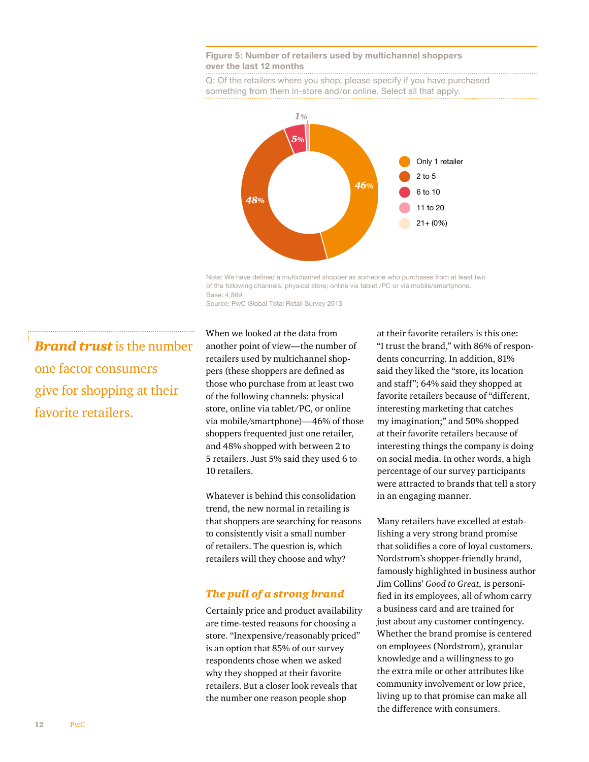**Figure 5: Number of retailers used by multichannel shoppers over the last 12 months**

Q: Of the retailers where you shop, please specify if you have purchased something from them in-store and/or online. Select all that apply.

| Number of retailers | % |
|---|---|
| Only 1 retailer | 46% |
| 2 to 5 | 48% |
| 6 to 10 | 5% |
| 11 to 20 | 1% |
| 21+ | 0% |

Note: We have defined a multichannel shopper as someone who purchases from at least two of the following channels: physical store; online via tablet /PC or via mobile/smartphone.
Base: 4,869
Source: PwC Global Total Retail Survey 2013

> ***Brand trust*** is the number one factor consumers give for shopping at their favorite retailers.

When we looked at the data from another point of view—the number of retailers used by multichannel shoppers (these shoppers are defined as those who purchase from at least two of the following channels: physical store, online via tablet/PC, or online via mobile/smartphone)—46% of those shoppers frequented just one retailer, and 48% shopped with between 2 to 5 retailers. Just 5% said they used 6 to 10 retailers.

Whatever is behind this consolidation trend, the new normal in retailing is that shoppers are searching for reasons to consistently visit a small number of retailers. The question is, which retailers will they choose and why?

### *The pull of a strong brand*

Certainly price and product availability are time-tested reasons for choosing a store. "Inexpensive/reasonably priced" is an option that 85% of our survey respondents chose when we asked why they shopped at their favorite retailers. But a closer look reveals that the number one reason people shop at their favorite retailers is this one: "I trust the brand," with 86% of respondents concurring. In addition, 81% said they liked the "store, its location and staff"; 64% said they shopped at favorite retailers because of "different, interesting marketing that catches my imagination;" and 50% shopped at their favorite retailers because of interesting things the company is doing on social media. In other words, a high percentage of our survey participants were attracted to brands that tell a story in an engaging manner.

Many retailers have excelled at establishing a very strong brand promise that solidifies a core of loyal customers. Nordstrom's shopper-friendly brand, famously highlighted in business author Jim Collins' *Good to Great,* is personified in its employees, all of whom carry a business card and are trained for just about any customer contingency. Whether the brand promise is centered on employees (Nordstrom), granular knowledge and a willingness to go the extra mile or other attributes like community involvement or low price, living up to that promise can make all the difference with consumers.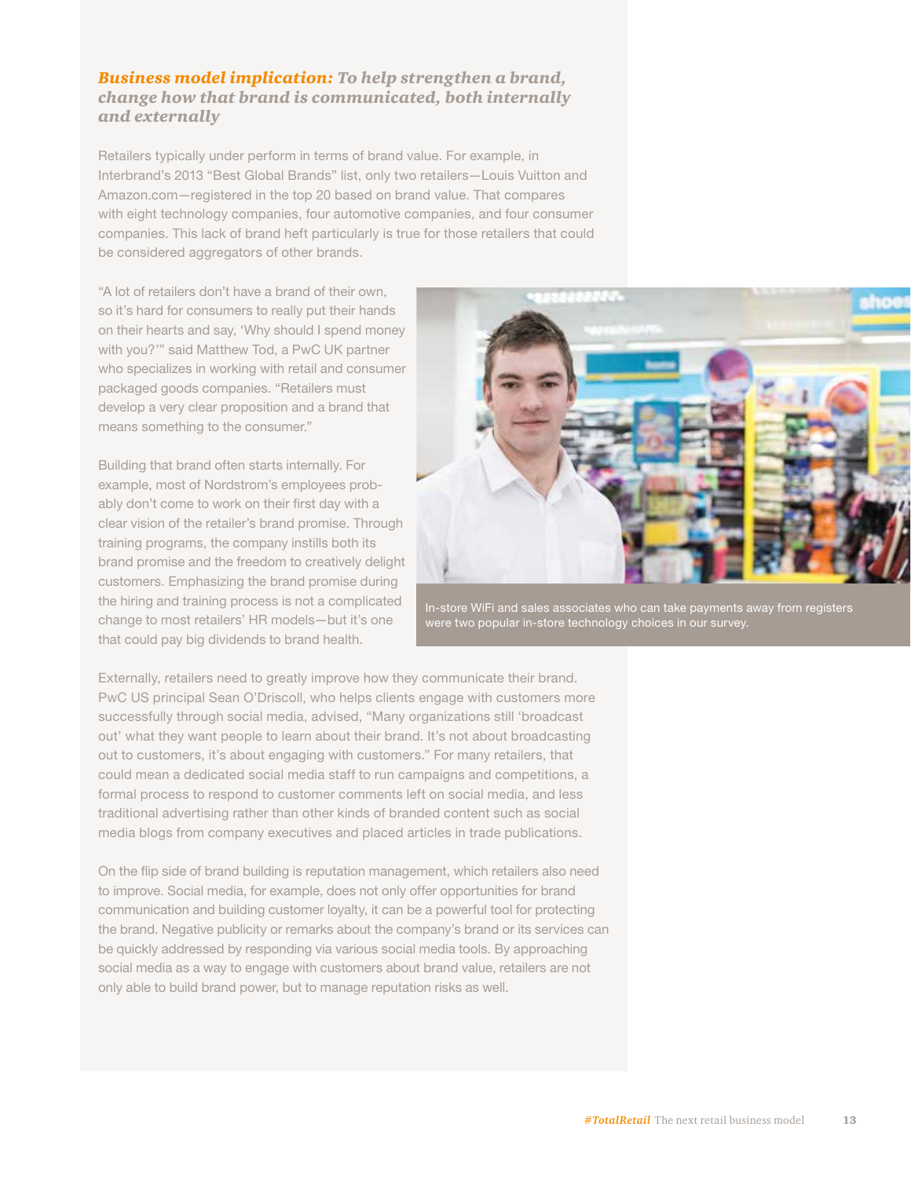### ***Business model implication:*** *To help strengthen a brand, change how that brand is communicated, both internally and externally*

Retailers typically under perform in terms of brand value. For example, in Interbrand's 2013 "Best Global Brands" list, only two retailers—Louis Vuitton and Amazon.com—registered in the top 20 based on brand value. That compares with eight technology companies, four automotive companies, and four consumer companies. This lack of brand heft particularly is true for those retailers that could be considered aggregators of other brands.

"A lot of retailers don't have a brand of their own, so it's hard for consumers to really put their hands on their hearts and say, 'Why should I spend money with you?'" said Matthew Tod, a PwC UK partner who specializes in working with retail and consumer packaged goods companies. "Retailers must develop a very clear proposition and a brand that means something to the consumer."

Building that brand often starts internally. For example, most of Nordstrom's employees probably don't come to work on their first day with a clear vision of the retailer's brand promise. Through training programs, the company instills both its brand promise and the freedom to creatively delight customers. Emphasizing the brand promise during the hiring and training process is not a complicated change to most retailers' HR models—but it's one that could pay big dividends to brand health.

In-store WiFi and sales associates who can take payments away from registers were two popular in-store technology choices in our survey.

Externally, retailers need to greatly improve how they communicate their brand. PwC US principal Sean O'Driscoll, who helps clients engage with customers more successfully through social media, advised, "Many organizations still 'broadcast out' what they want people to learn about their brand. It's not about broadcasting out to customers, it's about engaging with customers." For many retailers, that could mean a dedicated social media staff to run campaigns and competitions, a formal process to respond to customer comments left on social media, and less traditional advertising rather than other kinds of branded content such as social media blogs from company executives and placed articles in trade publications.

On the flip side of brand building is reputation management, which retailers also need to improve. Social media, for example, does not only offer opportunities for brand communication and building customer loyalty, it can be a powerful tool for protecting the brand. Negative publicity or remarks about the company's brand or its services can be quickly addressed by responding via various social media tools. By approaching social media as a way to engage with customers about brand value, retailers are not only able to build brand power, but to manage reputation risks as well.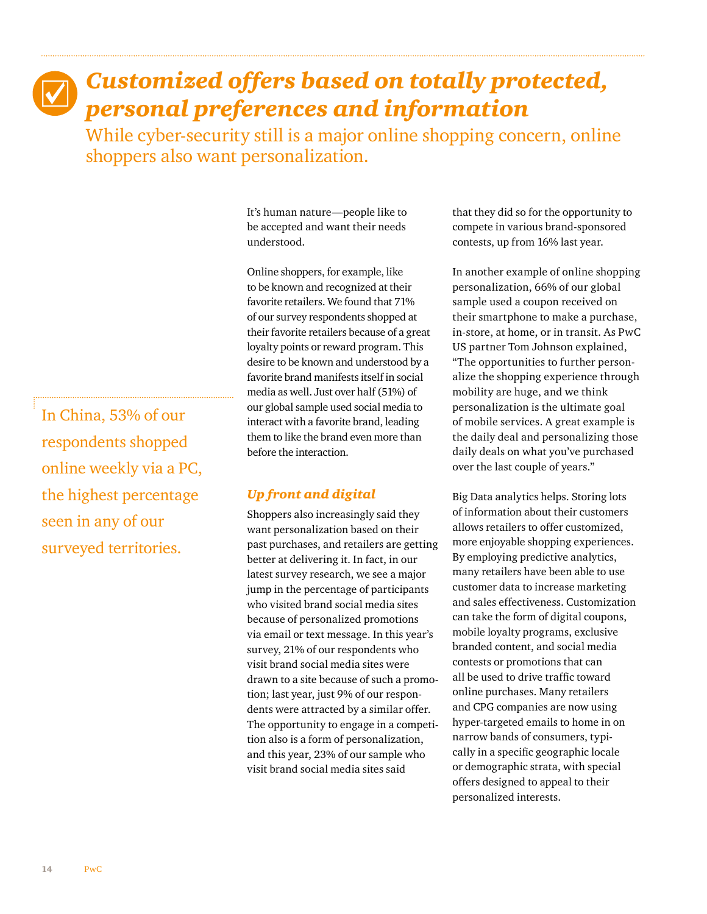# *Customized offers based on totally protected, personal preferences and information*

While cyber-security still is a major online shopping concern, online shoppers also want personalization.

> In China, 53% of our respondents shopped online weekly via a PC, the highest percentage seen in any of our surveyed territories.

It's human nature—people like to be accepted and want their needs understood.

Online shoppers, for example, like to be known and recognized at their favorite retailers. We found that 71% of our survey respondents shopped at their favorite retailers because of a great loyalty points or reward program. This desire to be known and understood by a favorite brand manifests itself in social media as well. Just over half (51%) of our global sample used social media to interact with a favorite brand, leading them to like the brand even more than before the interaction.

### *Up front and digital*

Shoppers also increasingly said they want personalization based on their past purchases, and retailers are getting better at delivering it. In fact, in our latest survey research, we see a major jump in the percentage of participants who visited brand social media sites because of personalized promotions via email or text message. In this year's survey, 21% of our respondents who visit brand social media sites were drawn to a site because of such a promotion; last year, just 9% of our respondents were attracted by a similar offer. The opportunity to engage in a competition also is a form of personalization, and this year, 23% of our sample who visit brand social media sites said that they did so for the opportunity to compete in various brand-sponsored contests, up from 16% last year.

In another example of online shopping personalization, 66% of our global sample used a coupon received on their smartphone to make a purchase, in-store, at home, or in transit. As PwC US partner Tom Johnson explained, "The opportunities to further personalize the shopping experience through mobility are huge, and we think personalization is the ultimate goal of mobile services. A great example is the daily deal and personalizing those daily deals on what you've purchased over the last couple of years."

Big Data analytics helps. Storing lots of information about their customers allows retailers to offer customized, more enjoyable shopping experiences. By employing predictive analytics, many retailers have been able to use customer data to increase marketing and sales effectiveness. Customization can take the form of digital coupons, mobile loyalty programs, exclusive branded content, and social media contests or promotions that can all be used to drive traffic toward online purchases. Many retailers and CPG companies are now using hyper-targeted emails to home in on narrow bands of consumers, typically in a specific geographic locale or demographic strata, with special offers designed to appeal to their personalized interests.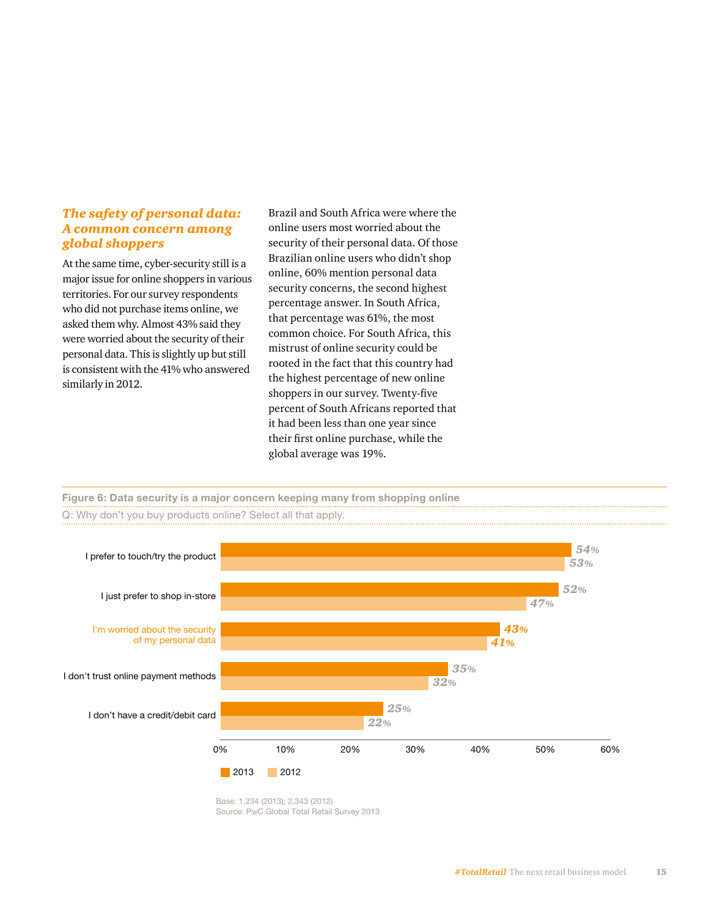### *The safety of personal data: A common concern among global shoppers*

At the same time, cyber-security still is a major issue for online shoppers in various territories. For our survey respondents who did not purchase items online, we asked them why. Almost 43% said they were worried about the security of their personal data. This is slightly up but still is consistent with the 41% who answered similarly in 2012.

Brazil and South Africa were where the online users most worried about the security of their personal data. Of those Brazilian online users who didn't shop online, 60% mention personal data security concerns, the second highest percentage answer. In South Africa, that percentage was 61%, the most common choice. For South Africa, this mistrust of online security could be rooted in the fact that this country had the highest percentage of new online shoppers in our survey. Twenty-five percent of South Africans reported that it had been less than one year since their first online purchase, while the global average was 19%.

**Figure 6: Data security is a major concern keeping many from shopping online**

Q: Why don't you buy products online? Select all that apply.

| | 2013 | 2012 |
|---|---|---|
| I prefer to touch/try the product | 54% | 53% |
| I just prefer to shop in-store | 52% | 47% |
| I'm worried about the security of my personal data | 43% | 41% |
| I don't trust online payment methods | 35% | 32% |
| I don't have a credit/debit card | 25% | 22% |

Base: 1,234 (2013); 2,343 (2012)
Source: PwC Global Total Retail Survey 2013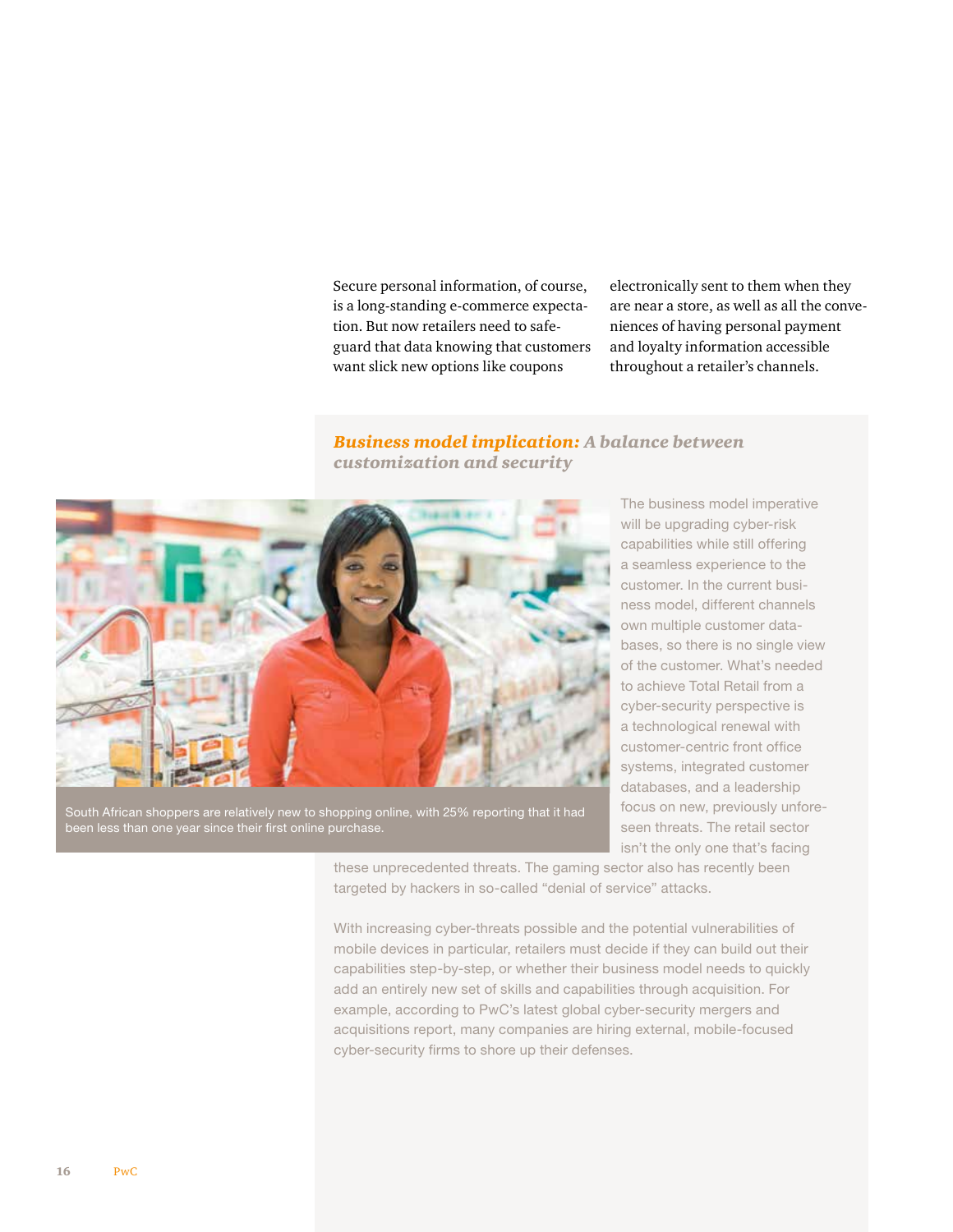Secure personal information, of course, is a long-standing e-commerce expectation. But now retailers need to safeguard that data knowing that customers want slick new options like coupons electronically sent to them when they are near a store, as well as all the conveniences of having personal payment and loyalty information accessible throughout a retailer's channels.

### *Business model implication: A balance between customization and security*

South African shoppers are relatively new to shopping online, with 25% reporting that it had been less than one year since their first online purchase.

The business model imperative will be upgrading cyber-risk capabilities while still offering a seamless experience to the customer. In the current business model, different channels own multiple customer databases, so there is no single view of the customer. What's needed to achieve Total Retail from a cyber-security perspective is a technological renewal with customer-centric front office systems, integrated customer databases, and a leadership focus on new, previously unforeseen threats. The retail sector isn't the only one that's facing these unprecedented threats. The gaming sector also has recently been targeted by hackers in so-called "denial of service" attacks.

With increasing cyber-threats possible and the potential vulnerabilities of mobile devices in particular, retailers must decide if they can build out their capabilities step-by-step, or whether their business model needs to quickly add an entirely new set of skills and capabilities through acquisition. For example, according to PwC's latest global cyber-security mergers and acquisitions report, many companies are hiring external, mobile-focused cyber-security firms to shore up their defenses.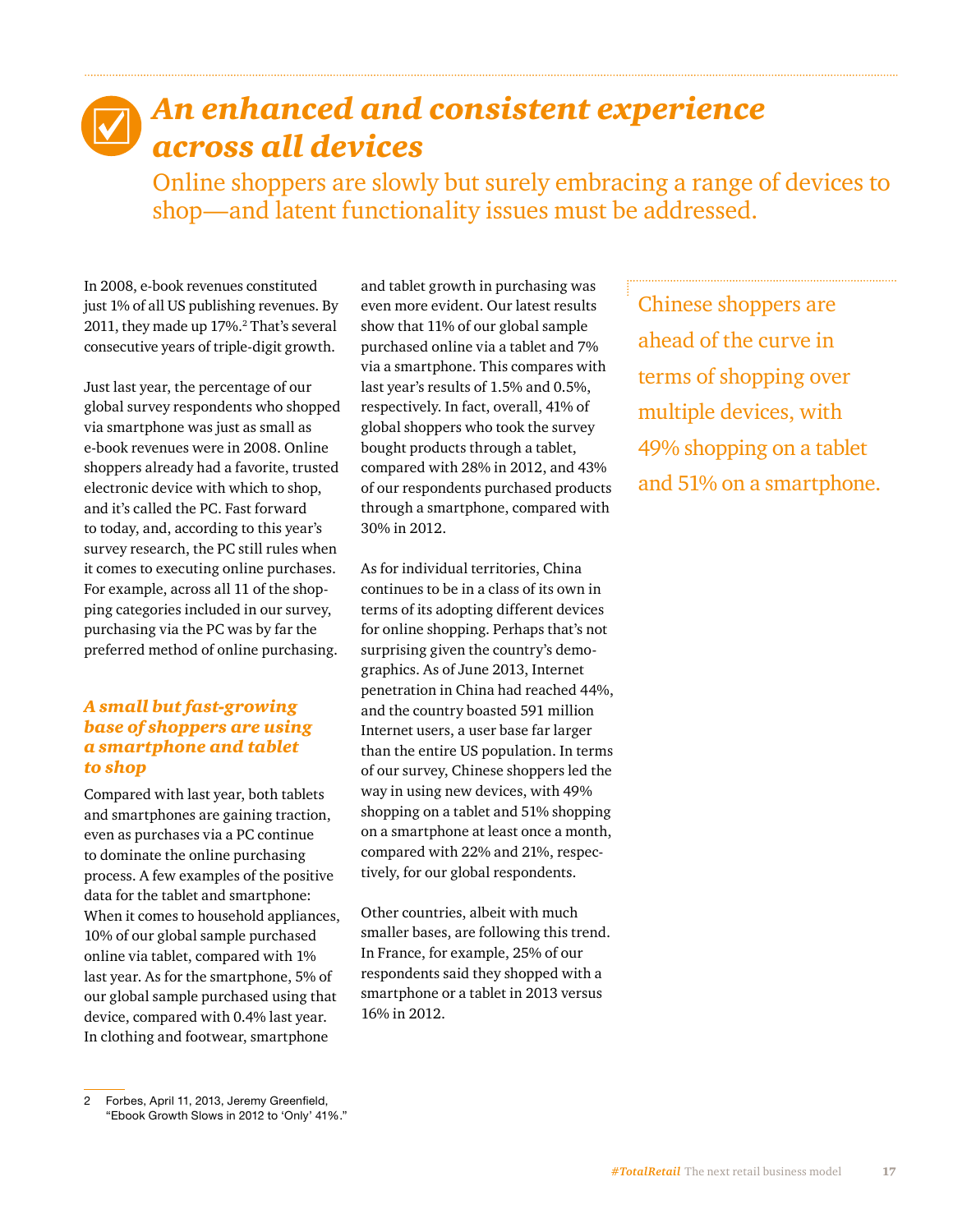# *An enhanced and consistent experience across all devices*

Online shoppers are slowly but surely embracing a range of devices to shop—and latent functionality issues must be addressed.

In 2008, e-book revenues constituted just 1% of all US publishing revenues. By 2011, they made up 17%.[2] That's several consecutive years of triple-digit growth.

Just last year, the percentage of our global survey respondents who shopped via smartphone was just as small as e-book revenues were in 2008. Online shoppers already had a favorite, trusted electronic device with which to shop, and it's called the PC. Fast forward to today, and, according to this year's survey research, the PC still rules when it comes to executing online purchases. For example, across all 11 of the shopping categories included in our survey, purchasing via the PC was by far the preferred method of online purchasing.

### *A small but fast-growing base of shoppers are using a smartphone and tablet to shop*

Compared with last year, both tablets and smartphones are gaining traction, even as purchases via a PC continue to dominate the online purchasing process. A few examples of the positive data for the tablet and smartphone: When it comes to household appliances, 10% of our global sample purchased online via tablet, compared with 1% last year. As for the smartphone, 5% of our global sample purchased using that device, compared with 0.4% last year. In clothing and footwear, smartphone and tablet growth in purchasing was even more evident. Our latest results show that 11% of our global sample purchased online via a tablet and 7% via a smartphone. This compares with last year's results of 1.5% and 0.5%, respectively. In fact, overall, 41% of global shoppers who took the survey bought products through a tablet, compared with 28% in 2012, and 43% of our respondents purchased products through a smartphone, compared with 30% in 2012.

As for individual territories, China continues to be in a class of its own in terms of its adopting different devices for online shopping. Perhaps that's not surprising given the country's demographics. As of June 2013, Internet penetration in China had reached 44%, and the country boasted 591 million Internet users, a user base far larger than the entire US population. In terms of our survey, Chinese shoppers led the way in using new devices, with 49% shopping on a tablet and 51% shopping on a smartphone at least once a month, compared with 22% and 21%, respectively, for our global respondents.

Other countries, albeit with much smaller bases, are following this trend. In France, for example, 25% of our respondents said they shopped with a smartphone or a tablet in 2013 versus 16% in 2012.

> Chinese shoppers are ahead of the curve in terms of shopping over multiple devices, with 49% shopping on a tablet and 51% on a smartphone.

2 Forbes, April 11, 2013, Jeremy Greenfield, "Ebook Growth Slows in 2012 to 'Only' 41%."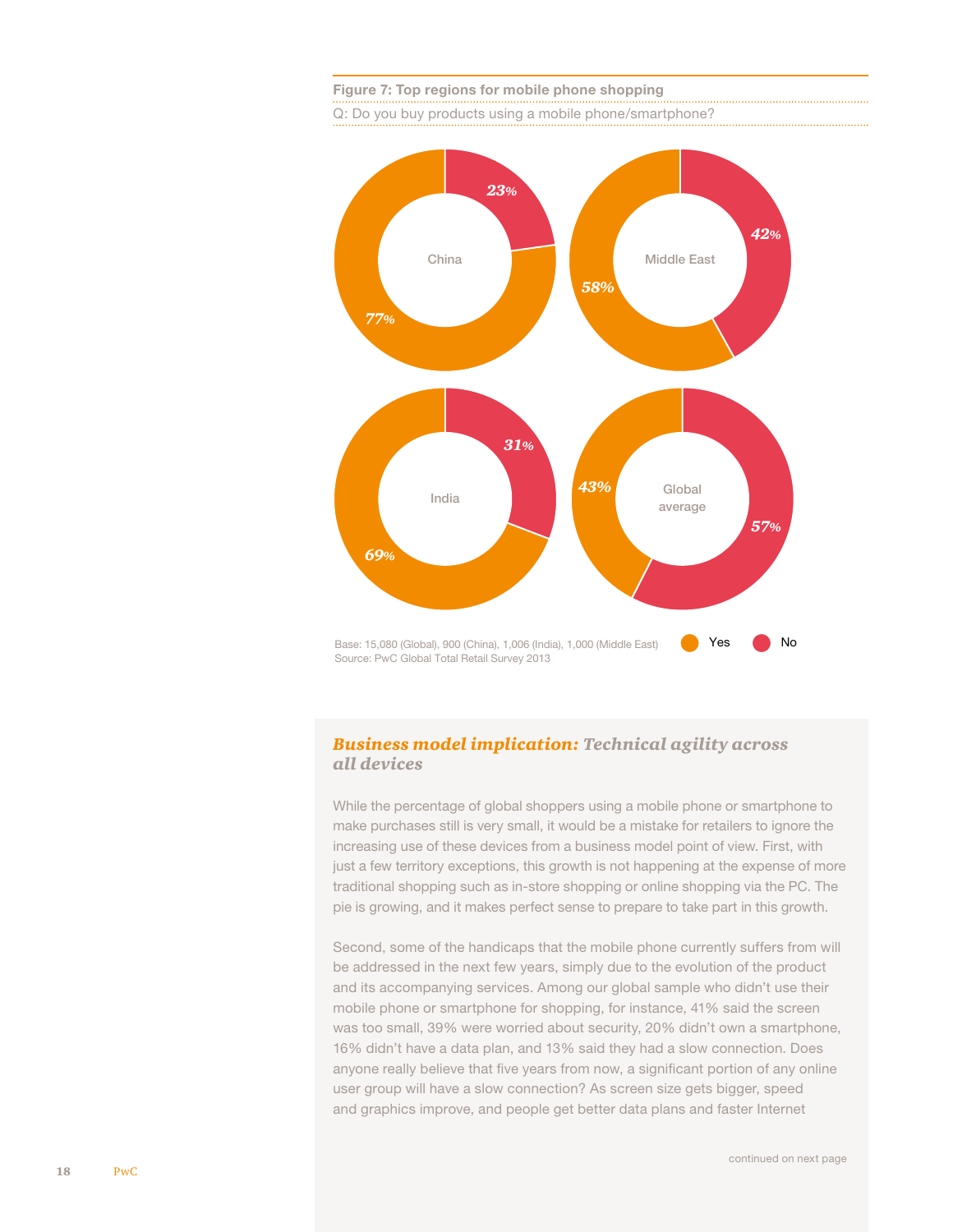**Figure 7: Top regions for mobile phone shopping**

Q: Do you buy products using a mobile phone/smartphone?

| Region | Yes | No |
| --- | --- | --- |
| China | 77% | 23% |
| Middle East | 58% | 42% |
| India | 69% | 31% |
| Global average | 43% | 57% |

Base: 15,080 (Global), 900 (China), 1,006 (India), 1,000 (Middle East)
Source: PwC Global Total Retail Survey 2013

### *Business model implication: Technical agility across all devices*

While the percentage of global shoppers using a mobile phone or smartphone to make purchases still is very small, it would be a mistake for retailers to ignore the increasing use of these devices from a business model point of view. First, with just a few territory exceptions, this growth is not happening at the expense of more traditional shopping such as in-store shopping or online shopping via the PC. The pie is growing, and it makes perfect sense to prepare to take part in this growth.

Second, some of the handicaps that the mobile phone currently suffers from will be addressed in the next few years, simply due to the evolution of the product and its accompanying services. Among our global sample who didn't use their mobile phone or smartphone for shopping, for instance, 41% said the screen was too small, 39% were worried about security, 20% didn't own a smartphone, 16% didn't have a data plan, and 13% said they had a slow connection. Does anyone really believe that five years from now, a significant portion of any online user group will have a slow connection? As screen size gets bigger, speed and graphics improve, and people get better data plans and faster Internet

continued on next page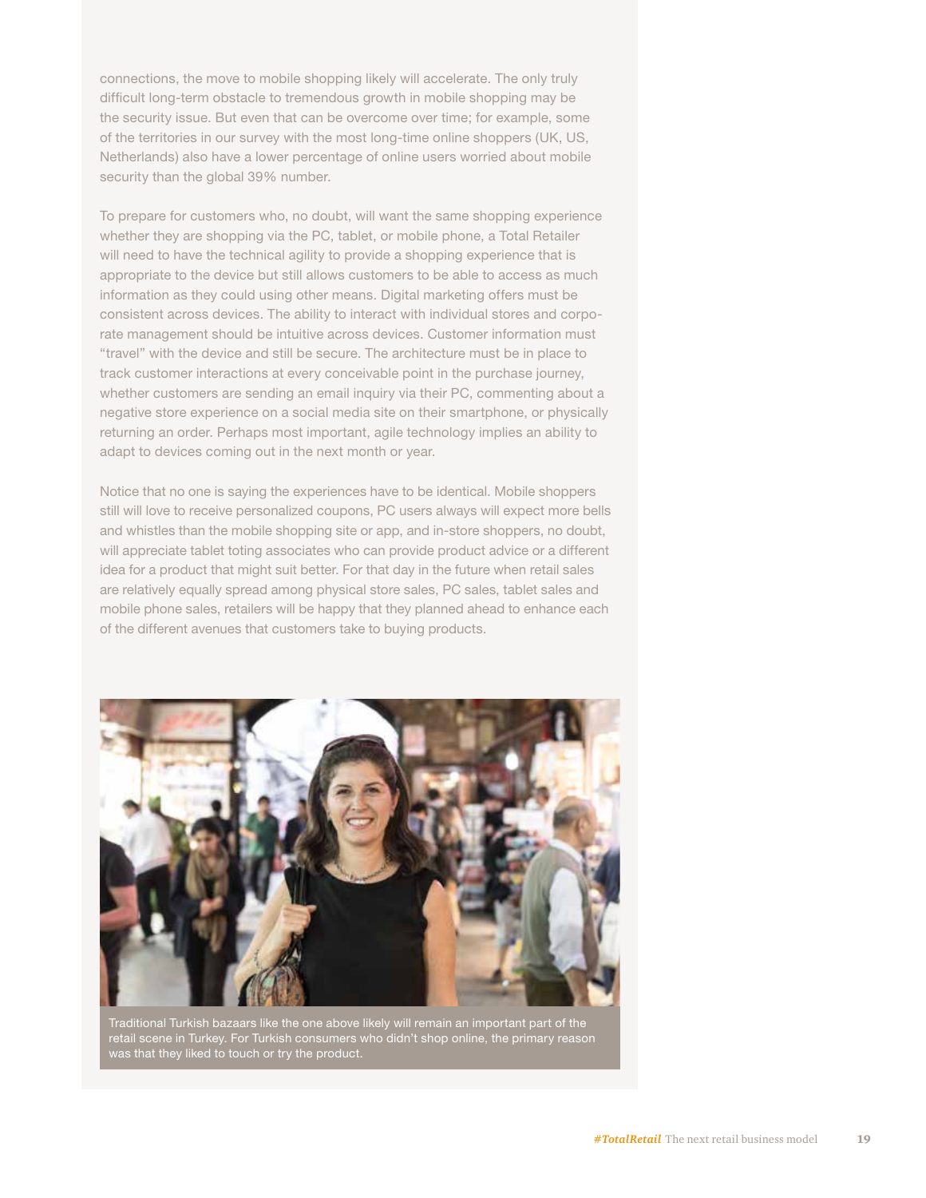connections, the move to mobile shopping likely will accelerate. The only truly difficult long-term obstacle to tremendous growth in mobile shopping may be the security issue. But even that can be overcome over time; for example, some of the territories in our survey with the most long-time online shoppers (UK, US, Netherlands) also have a lower percentage of online users worried about mobile security than the global 39% number.

To prepare for customers who, no doubt, will want the same shopping experience whether they are shopping via the PC, tablet, or mobile phone, a Total Retailer will need to have the technical agility to provide a shopping experience that is appropriate to the device but still allows customers to be able to access as much information as they could using other means. Digital marketing offers must be consistent across devices. The ability to interact with individual stores and corporate management should be intuitive across devices. Customer information must "travel" with the device and still be secure. The architecture must be in place to track customer interactions at every conceivable point in the purchase journey, whether customers are sending an email inquiry via their PC, commenting about a negative store experience on a social media site on their smartphone, or physically returning an order. Perhaps most important, agile technology implies an ability to adapt to devices coming out in the next month or year.

Notice that no one is saying the experiences have to be identical. Mobile shoppers still will love to receive personalized coupons, PC users always will expect more bells and whistles than the mobile shopping site or app, and in-store shoppers, no doubt, will appreciate tablet toting associates who can provide product advice or a different idea for a product that might suit better. For that day in the future when retail sales are relatively equally spread among physical store sales, PC sales, tablet sales and mobile phone sales, retailers will be happy that they planned ahead to enhance each of the different avenues that customers take to buying products.

Traditional Turkish bazaars like the one above likely will remain an important part of the retail scene in Turkey. For Turkish consumers who didn't shop online, the primary reason was that they liked to touch or try the product.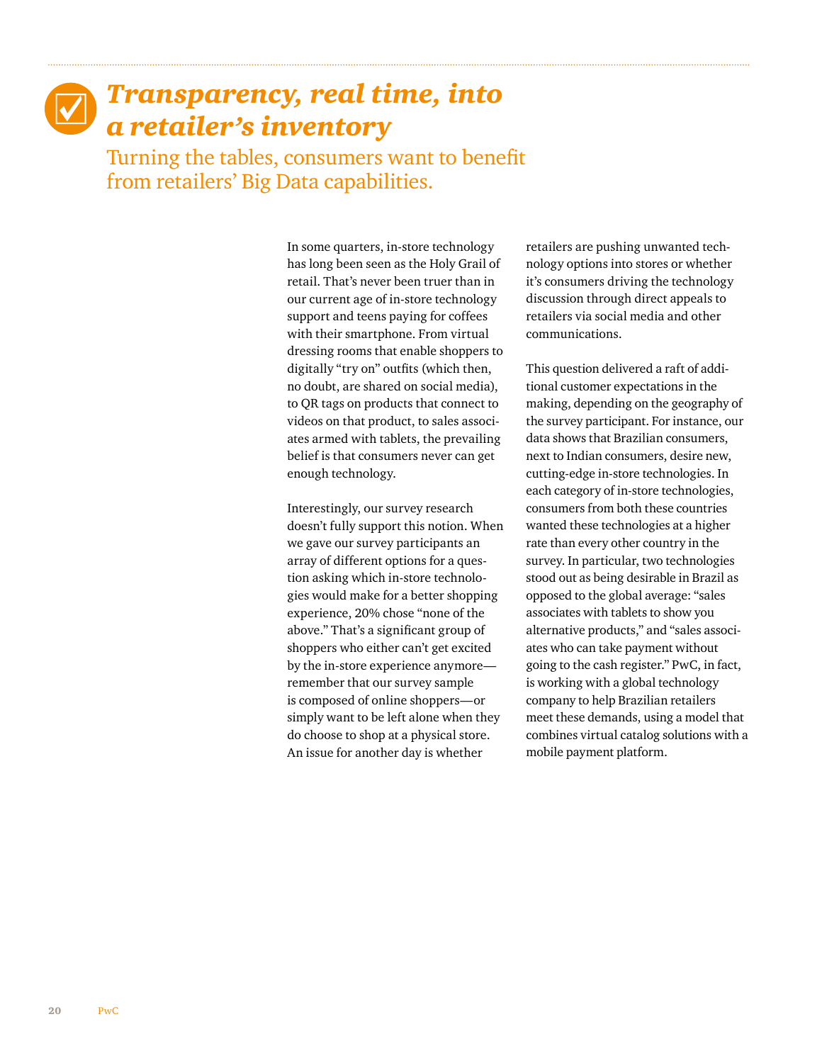# *Transparency, real time, into a retailer's inventory*

## Turning the tables, consumers want to benefit from retailers' Big Data capabilities.

In some quarters, in-store technology has long been seen as the Holy Grail of retail. That's never been truer than in our current age of in-store technology support and teens paying for coffees with their smartphone. From virtual dressing rooms that enable shoppers to digitally "try on" outfits (which then, no doubt, are shared on social media), to QR tags on products that connect to videos on that product, to sales associates armed with tablets, the prevailing belief is that consumers never can get enough technology.

Interestingly, our survey research doesn't fully support this notion. When we gave our survey participants an array of different options for a question asking which in-store technologies would make for a better shopping experience, 20% chose "none of the above." That's a significant group of shoppers who either can't get excited by the in-store experience anymore—remember that our survey sample is composed of online shoppers—or simply want to be left alone when they do choose to shop at a physical store. An issue for another day is whether retailers are pushing unwanted technology options into stores or whether it's consumers driving the technology discussion through direct appeals to retailers via social media and other communications.

This question delivered a raft of additional customer expectations in the making, depending on the geography of the survey participant. For instance, our data shows that Brazilian consumers, next to Indian consumers, desire new, cutting-edge in-store technologies. In each category of in-store technologies, consumers from both these countries wanted these technologies at a higher rate than every other country in the survey. In particular, two technologies stood out as being desirable in Brazil as opposed to the global average: "sales associates with tablets to show you alternative products," and "sales associates who can take payment without going to the cash register." PwC, in fact, is working with a global technology company to help Brazilian retailers meet these demands, using a model that combines virtual catalog solutions with a mobile payment platform.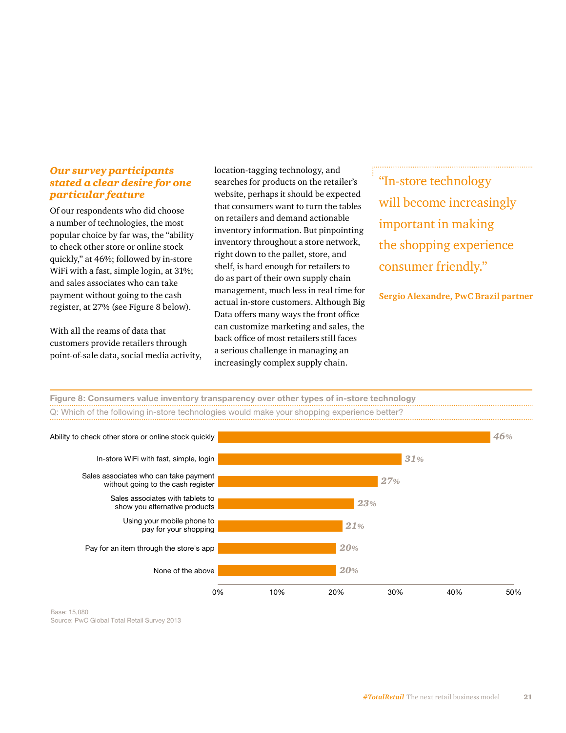### *Our survey participants stated a clear desire for one particular feature*

Of our respondents who did choose a number of technologies, the most popular choice by far was, the "ability to check other store or online stock quickly," at 46%; followed by in-store WiFi with a fast, simple login, at 31%; and sales associates who can take payment without going to the cash register, at 27% (see Figure 8 below).

With all the reams of data that customers provide retailers through point-of-sale data, social media activity, location-tagging technology, and searches for products on the retailer's website, perhaps it should be expected that consumers want to turn the tables on retailers and demand actionable inventory information. But pinpointing inventory throughout a store network, right down to the pallet, store, and shelf, is hard enough for retailers to do as part of their own supply chain management, much less in real time for actual in-store customers. Although Big Data offers many ways the front office can customize marketing and sales, the back office of most retailers still faces a serious challenge in managing an increasingly complex supply chain.

> "In-store technology will become increasingly important in making the shopping experience consumer friendly."
>
> **Sergio Alexandre, PwC Brazil partner**

**Figure 8: Consumers value inventory transparency over other types of in-store technology**

Q: Which of the following in-store technologies would make your shopping experience better?

| Technology | % |
|---|---|
| Ability to check other store or online stock quickly | 46% |
| In-store WiFi with fast, simple, login | 31% |
| Sales associates who can take payment without going to the cash register | 27% |
| Sales associates with tablets to show you alternative products | 23% |
| Using your mobile phone to pay for your shopping | 21% |
| Pay for an item through the store's app | 20% |
| None of the above | 20% |

Base: 15,080
Source: PwC Global Total Retail Survey 2013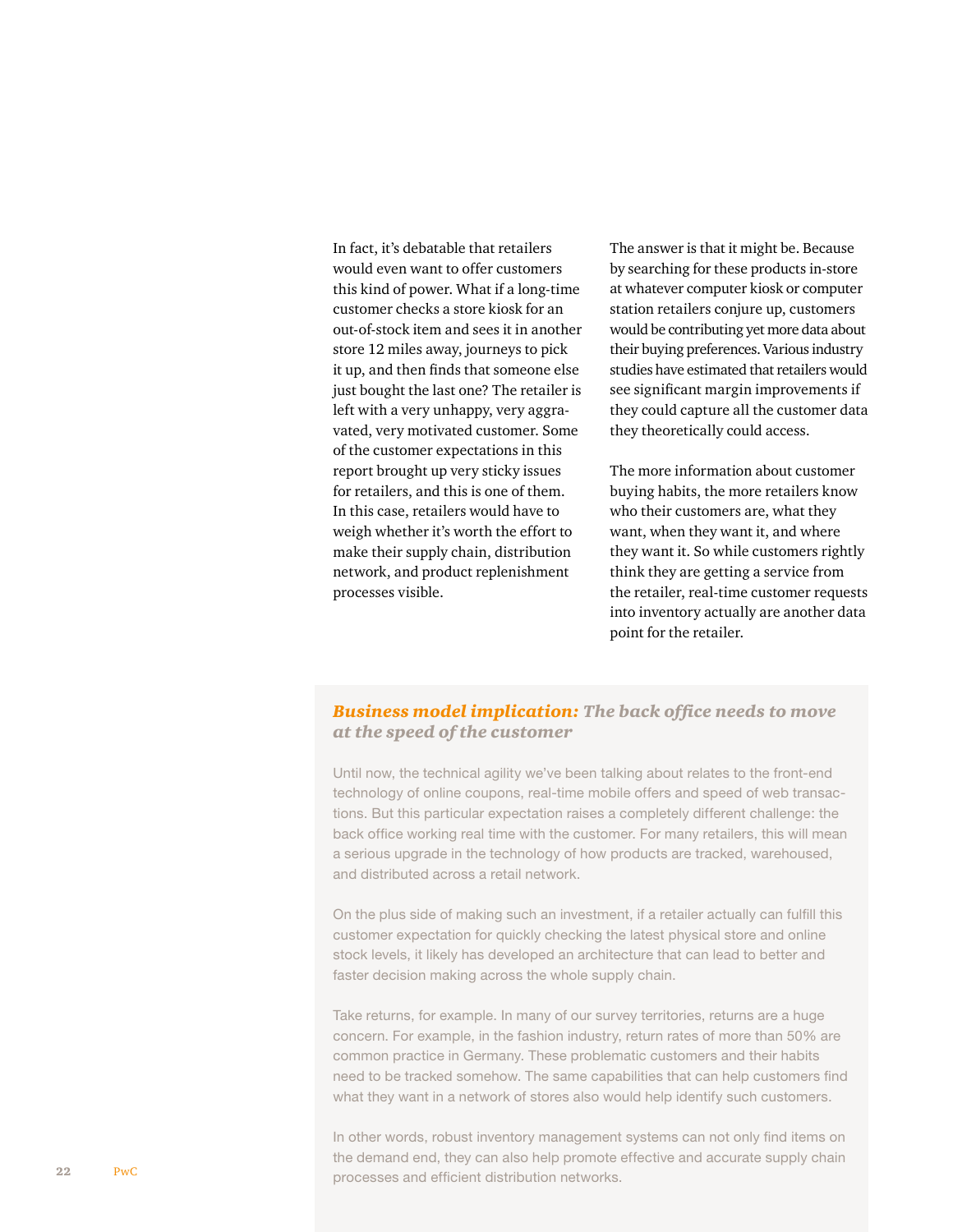In fact, it's debatable that retailers would even want to offer customers this kind of power. What if a long-time customer checks a store kiosk for an out-of-stock item and sees it in another store 12 miles away, journeys to pick it up, and then finds that someone else just bought the last one? The retailer is left with a very unhappy, very aggravated, very motivated customer. Some of the customer expectations in this report brought up very sticky issues for retailers, and this is one of them. In this case, retailers would have to weigh whether it's worth the effort to make their supply chain, distribution network, and product replenishment processes visible.

The answer is that it might be. Because by searching for these products in-store at whatever computer kiosk or computer station retailers conjure up, customers would be contributing yet more data about their buying preferences. Various industry studies have estimated that retailers would see significant margin improvements if they could capture all the customer data they theoretically could access.

The more information about customer buying habits, the more retailers know who their customers are, what they want, when they want it, and where they want it. So while customers rightly think they are getting a service from the retailer, real-time customer requests into inventory actually are another data point for the retailer.

### *Business model implication: The back office needs to move at the speed of the customer*

Until now, the technical agility we've been talking about relates to the front-end technology of online coupons, real-time mobile offers and speed of web transactions. But this particular expectation raises a completely different challenge: the back office working real time with the customer. For many retailers, this will mean a serious upgrade in the technology of how products are tracked, warehoused, and distributed across a retail network.

On the plus side of making such an investment, if a retailer actually can fulfill this customer expectation for quickly checking the latest physical store and online stock levels, it likely has developed an architecture that can lead to better and faster decision making across the whole supply chain.

Take returns, for example. In many of our survey territories, returns are a huge concern. For example, in the fashion industry, return rates of more than 50% are common practice in Germany. These problematic customers and their habits need to be tracked somehow. The same capabilities that can help customers find what they want in a network of stores also would help identify such customers.

In other words, robust inventory management systems can not only find items on the demand end, they can also help promote effective and accurate supply chain processes and efficient distribution networks.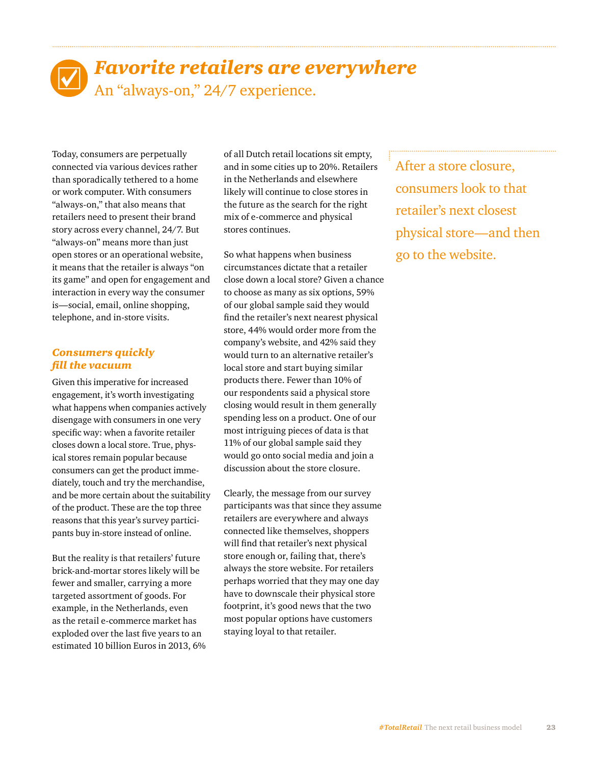# *Favorite retailers are everywhere*

## An "always-on," 24/7 experience.

Today, consumers are perpetually connected via various devices rather than sporadically tethered to a home or work computer. With consumers "always-on," that also means that retailers need to present their brand story across every channel, 24/7. But "always-on" means more than just open stores or an operational website, it means that the retailer is always "on its game" and open for engagement and interaction in every way the consumer is—social, email, online shopping, telephone, and in-store visits.

### *Consumers quickly fill the vacuum*

Given this imperative for increased engagement, it's worth investigating what happens when companies actively disengage with consumers in one very specific way: when a favorite retailer closes down a local store. True, physical stores remain popular because consumers can get the product immediately, touch and try the merchandise, and be more certain about the suitability of the product. These are the top three reasons that this year's survey participants buy in-store instead of online.

But the reality is that retailers' future brick-and-mortar stores likely will be fewer and smaller, carrying a more targeted assortment of goods. For example, in the Netherlands, even as the retail e-commerce market has exploded over the last five years to an estimated 10 billion Euros in 2013, 6% of all Dutch retail locations sit empty, and in some cities up to 20%. Retailers in the Netherlands and elsewhere likely will continue to close stores in the future as the search for the right mix of e-commerce and physical stores continues.

So what happens when business circumstances dictate that a retailer close down a local store? Given a chance to choose as many as six options, 59% of our global sample said they would find the retailer's next nearest physical store, 44% would order more from the company's website, and 42% said they would turn to an alternative retailer's local store and start buying similar products there. Fewer than 10% of our respondents said a physical store closing would result in them generally spending less on a product. One of our most intriguing pieces of data is that 11% of our global sample said they would go onto social media and join a discussion about the store closure.

Clearly, the message from our survey participants was that since they assume retailers are everywhere and always connected like themselves, shoppers will find that retailer's next physical store enough or, failing that, there's always the store website. For retailers perhaps worried that they may one day have to downscale their physical store footprint, it's good news that the two most popular options have customers staying loyal to that retailer.

> After a store closure, consumers look to that retailer's next closest physical store—and then go to the website.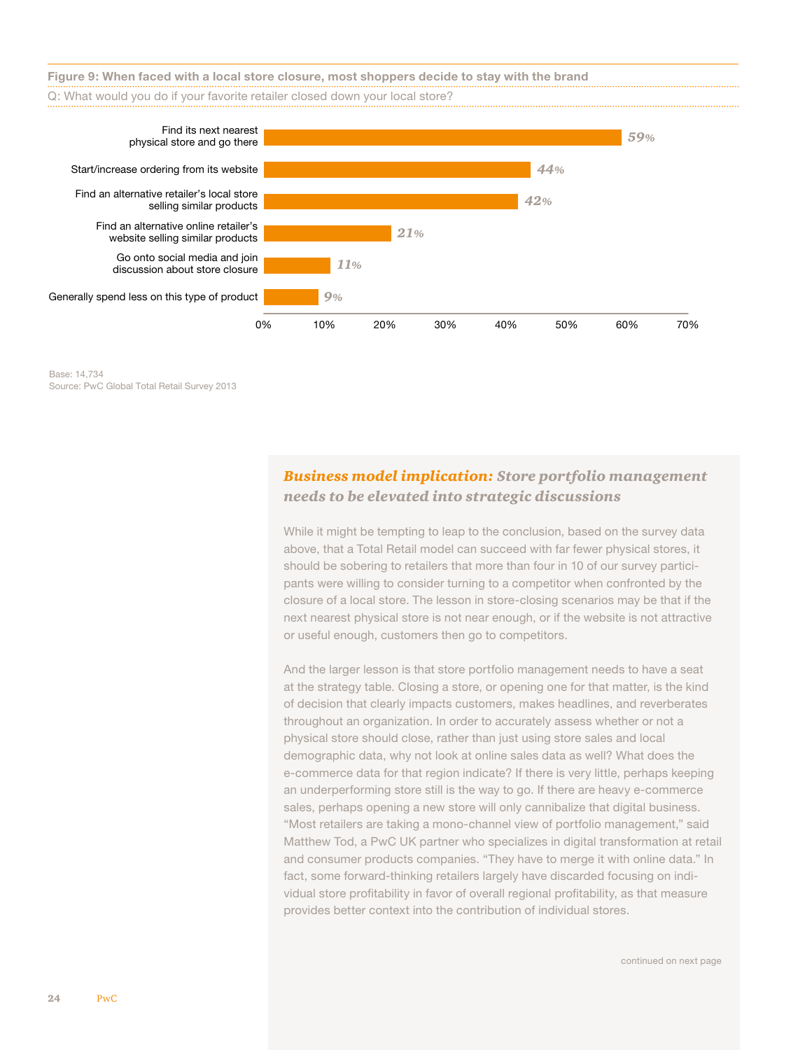**Figure 9: When faced with a local store closure, most shoppers decide to stay with the brand**

Q: What would you do if your favorite retailer closed down your local store?

| Response | % |
|---|---|
| Find its next nearest physical store and go there | 59% |
| Start/increase ordering from its website | 44% |
| Find an alternative retailer's local store selling similar products | 42% |
| Find an alternative online retailer's website selling similar products | 21% |
| Go onto social media and join discussion about store closure | 11% |
| Generally spend less on this type of product | 9% |

Base: 14,734
Source: PwC Global Total Retail Survey 2013

## *Business model implication: Store portfolio management needs to be elevated into strategic discussions*

While it might be tempting to leap to the conclusion, based on the survey data above, that a Total Retail model can succeed with far fewer physical stores, it should be sobering to retailers that more than four in 10 of our survey participants were willing to consider turning to a competitor when confronted by the closure of a local store. The lesson in store-closing scenarios may be that if the next nearest physical store is not near enough, or if the website is not attractive or useful enough, customers then go to competitors.

And the larger lesson is that store portfolio management needs to have a seat at the strategy table. Closing a store, or opening one for that matter, is the kind of decision that clearly impacts customers, makes headlines, and reverberates throughout an organization. In order to accurately assess whether or not a physical store should close, rather than just using store sales and local demographic data, why not look at online sales data as well? What does the e-commerce data for that region indicate? If there is very little, perhaps keeping an underperforming store still is the way to go. If there are heavy e-commerce sales, perhaps opening a new store will only cannibalize that digital business. "Most retailers are taking a mono-channel view of portfolio management," said Matthew Tod, a PwC UK partner who specializes in digital transformation at retail and consumer products companies. "They have to merge it with online data." In fact, some forward-thinking retailers largely have discarded focusing on individual store profitability in favor of overall regional profitability, as that measure provides better context into the contribution of individual stores.

continued on next page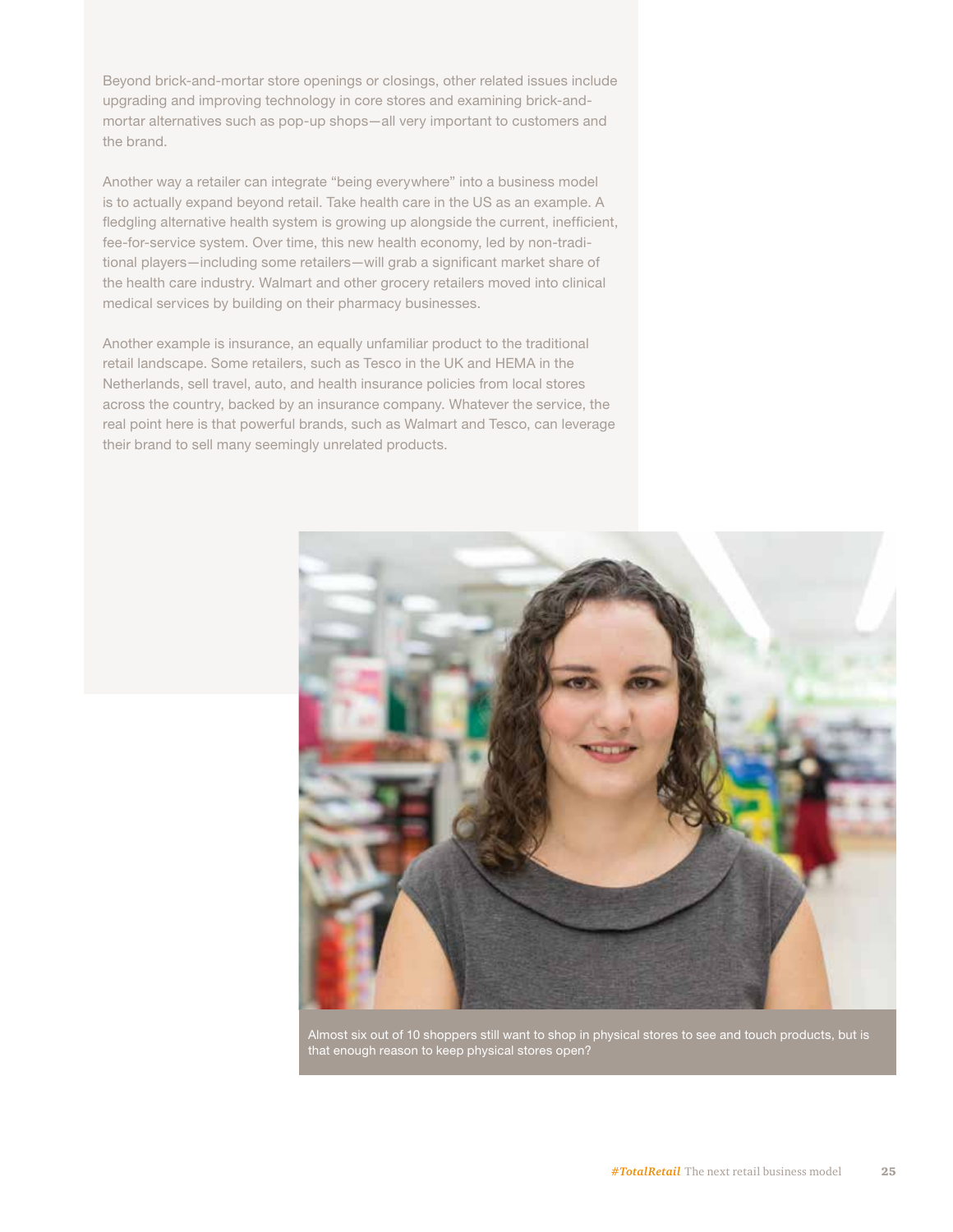Beyond brick-and-mortar store openings or closings, other related issues include upgrading and improving technology in core stores and examining brick-and-mortar alternatives such as pop-up shops—all very important to customers and the brand.

Another way a retailer can integrate "being everywhere" into a business model is to actually expand beyond retail. Take health care in the US as an example. A fledgling alternative health system is growing up alongside the current, inefficient, fee-for-service system. Over time, this new health economy, led by non-traditional players—including some retailers—will grab a significant market share of the health care industry. Walmart and other grocery retailers moved into clinical medical services by building on their pharmacy businesses.

Another example is insurance, an equally unfamiliar product to the traditional retail landscape. Some retailers, such as Tesco in the UK and HEMA in the Netherlands, sell travel, auto, and health insurance policies from local stores across the country, backed by an insurance company. Whatever the service, the real point here is that powerful brands, such as Walmart and Tesco, can leverage their brand to sell many seemingly unrelated products.

Almost six out of 10 shoppers still want to shop in physical stores to see and touch products, but is that enough reason to keep physical stores open?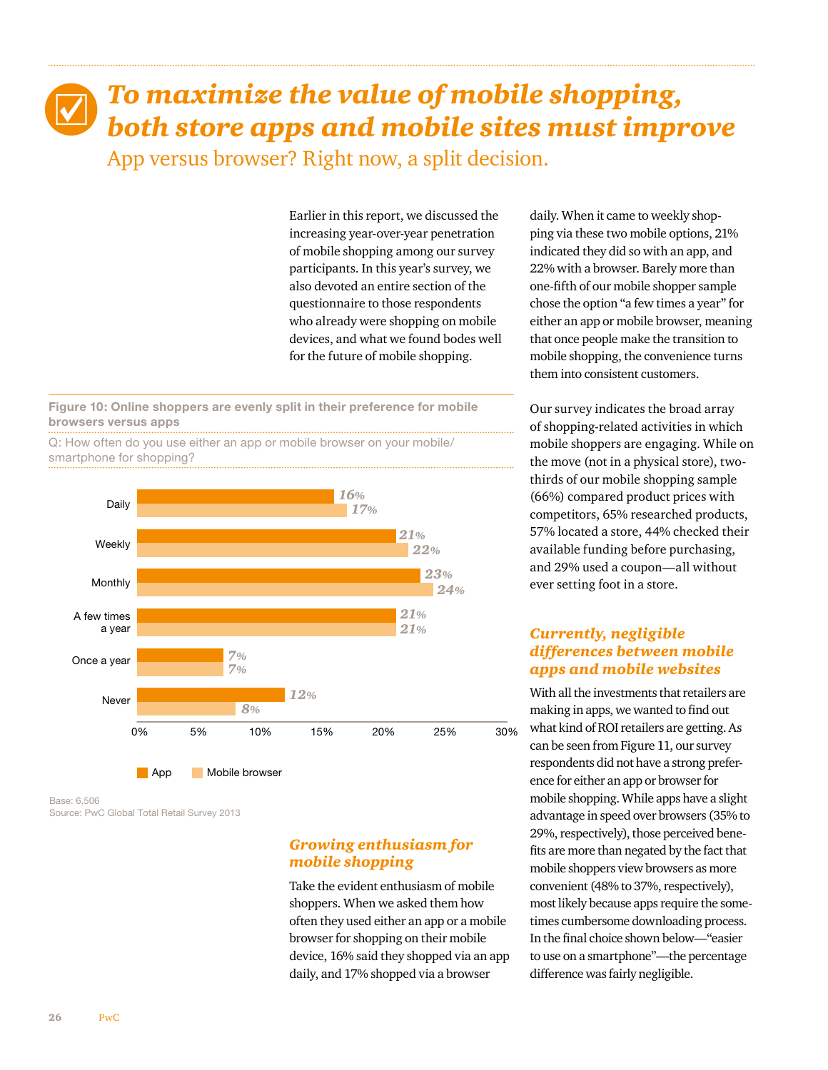# To maximize the value of mobile shopping, both store apps and mobile sites must improve

App versus browser? Right now, a split decision.

Earlier in this report, we discussed the increasing year-over-year penetration of mobile shopping among our survey participants. In this year's survey, we also devoted an entire section of the questionnaire to those respondents who already were shopping on mobile devices, and what we found bodes well for the future of mobile shopping.

**Figure 10: Online shoppers are evenly split in their preference for mobile browsers versus apps**

Q: How often do you use either an app or mobile browser on your mobile/smartphone for shopping?

| | App | Mobile browser |
|---|---|---|
| Daily | 16% | 17% |
| Weekly | 21% | 22% |
| Monthly | 23% | 24% |
| A few times a year | 21% | 21% |
| Once a year | 7% | 7% |
| Never | 12% | 8% |

Base: 6,506
Source: PwC Global Total Retail Survey 2013

## Growing enthusiasm for mobile shopping

Take the evident enthusiasm of mobile shoppers. When we asked them how often they used either an app or a mobile browser for shopping on their mobile device, 16% said they shopped via an app daily, and 17% shopped via a browser daily. When it came to weekly shopping via these two mobile options, 21% indicated they did so with an app, and 22% with a browser. Barely more than one-fifth of our mobile shopper sample chose the option "a few times a year" for either an app or mobile browser, meaning that once people make the transition to mobile shopping, the convenience turns them into consistent customers.

Our survey indicates the broad array of shopping-related activities in which mobile shoppers are engaging. While on the move (not in a physical store), two-thirds of our mobile shopping sample (66%) compared product prices with competitors, 65% researched products, 57% located a store, 44% checked their available funding before purchasing, and 29% used a coupon—all without ever setting foot in a store.

## Currently, negligible differences between mobile apps and mobile websites

With all the investments that retailers are making in apps, we wanted to find out what kind of ROI retailers are getting. As can be seen from Figure 11, our survey respondents did not have a strong preference for either an app or browser for mobile shopping. While apps have a slight advantage in speed over browsers (35% to 29%, respectively), those perceived benefits are more than negated by the fact that mobile shoppers view browsers as more convenient (48% to 37%, respectively), most likely because apps require the sometimes cumbersome downloading process. In the final choice shown below—"easier to use on a smartphone"—the percentage difference was fairly negligible.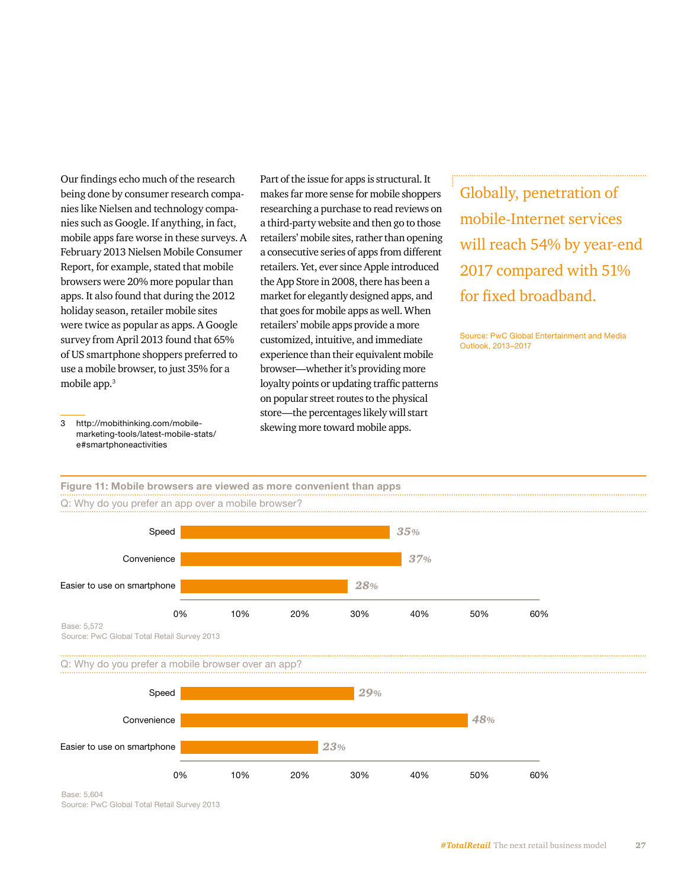Our findings echo much of the research being done by consumer research companies like Nielsen and technology companies such as Google. If anything, in fact, mobile apps fare worse in these surveys. A February 2013 Nielsen Mobile Consumer Report, for example, stated that mobile browsers were 20% more popular than apps. It also found that during the 2012 holiday season, retailer mobile sites were twice as popular as apps. A Google survey from April 2013 found that 65% of US smartphone shoppers preferred to use a mobile browser, to just 35% for a mobile app.[3]

3 http://mobithinking.com/mobile-marketing-tools/latest-mobile-stats/e#smartphoneactivities

Part of the issue for apps is structural. It makes far more sense for mobile shoppers researching a purchase to read reviews on a third-party website and then go to those retailers' mobile sites, rather than opening a consecutive series of apps from different retailers. Yet, ever since Apple introduced the App Store in 2008, there has been a market for elegantly designed apps, and that goes for mobile apps as well. When retailers' mobile apps provide a more customized, intuitive, and immediate experience than their equivalent mobile browser—whether it's providing more loyalty points or updating traffic patterns on popular street routes to the physical store—the percentages likely will start skewing more toward mobile apps.

> Globally, penetration of mobile-Internet services will reach 54% by year-end 2017 compared with 51% for fixed broadband.
>
> Source: PwC Global Entertainment and Media Outlook, 2013–2017

**Figure 11: Mobile browsers are viewed as more convenient than apps**

Q: Why do you prefer an app over a mobile browser?

| Reason | % |
|---|---|
| Speed | 35% |
| Convenience | 37% |
| Easier to use on smartphone | 28% |

Base: 5,572
Source: PwC Global Total Retail Survey 2013

Q: Why do you prefer a mobile browser over an app?

| Reason | % |
|---|---|
| Speed | 29% |
| Convenience | 48% |
| Easier to use on smartphone | 23% |

Base: 5,604
Source: PwC Global Total Retail Survey 2013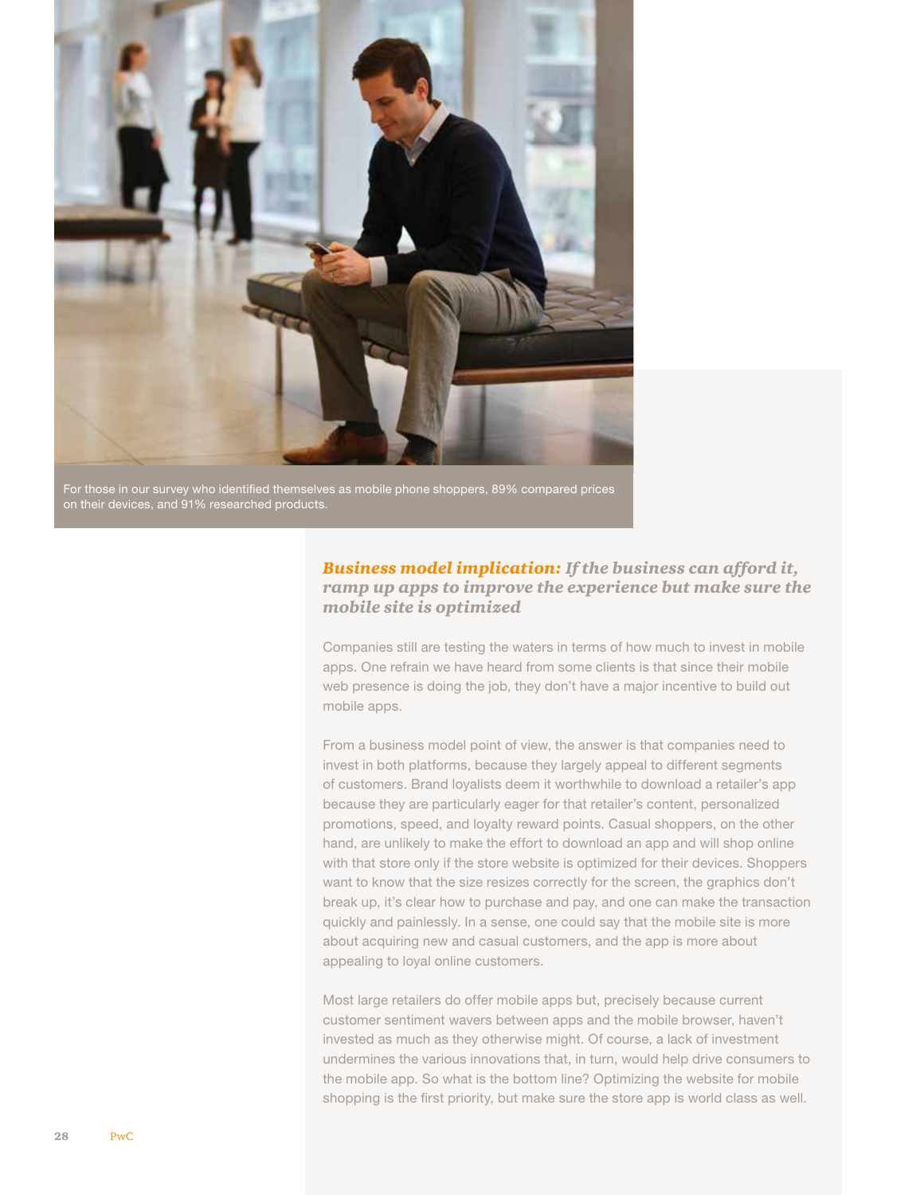For those in our survey who identified themselves as mobile phone shoppers, 89% compared prices on their devices, and 91% researched products.

### *Business model implication: If the business can afford it, ramp up apps to improve the experience but make sure the mobile site is optimized*

Companies still are testing the waters in terms of how much to invest in mobile apps. One refrain we have heard from some clients is that since their mobile web presence is doing the job, they don't have a major incentive to build out mobile apps.

From a business model point of view, the answer is that companies need to invest in both platforms, because they largely appeal to different segments of customers. Brand loyalists deem it worthwhile to download a retailer's app because they are particularly eager for that retailer's content, personalized promotions, speed, and loyalty reward points. Casual shoppers, on the other hand, are unlikely to make the effort to download an app and will shop online with that store only if the store website is optimized for their devices. Shoppers want to know that the size resizes correctly for the screen, the graphics don't break up, it's clear how to purchase and pay, and one can make the transaction quickly and painlessly. In a sense, one could say that the mobile site is more about acquiring new and casual customers, and the app is more about appealing to loyal online customers.

Most large retailers do offer mobile apps but, precisely because current customer sentiment wavers between apps and the mobile browser, haven't invested as much as they otherwise might. Of course, a lack of investment undermines the various innovations that, in turn, would help drive consumers to the mobile app. So what is the bottom line? Optimizing the website for mobile shopping is the first priority, but make sure the store app is world class as well.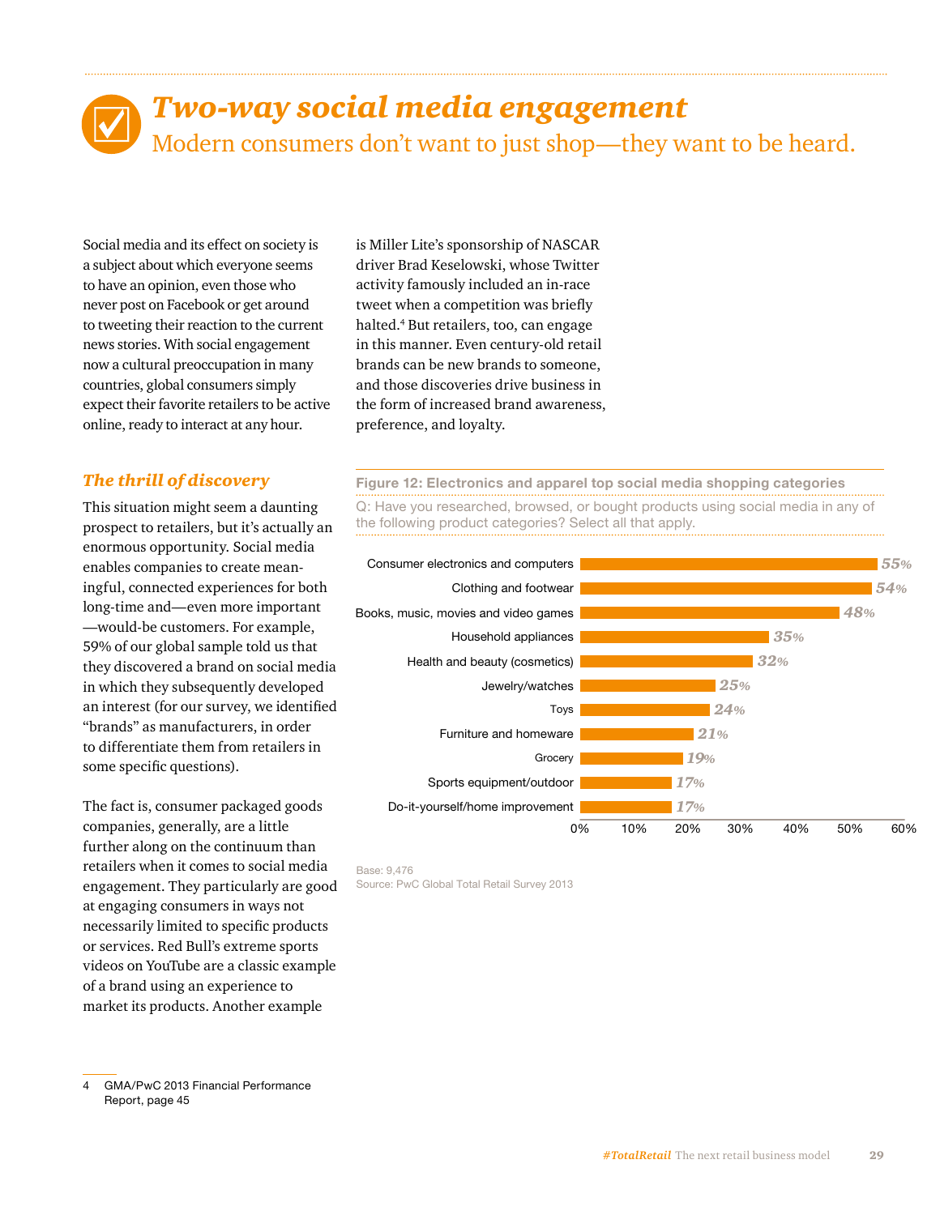# *Two-way social media engagement*

Modern consumers don't want to just shop—they want to be heard.

Social media and its effect on society is a subject about which everyone seems to have an opinion, even those who never post on Facebook or get around to tweeting their reaction to the current news stories. With social engagement now a cultural preoccupation in many countries, global consumers simply expect their favorite retailers to be active online, ready to interact at any hour.

## *The thrill of discovery*

This situation might seem a daunting prospect to retailers, but it's actually an enormous opportunity. Social media enables companies to create meaningful, connected experiences for both long-time and—even more important—would-be customers. For example, 59% of our global sample told us that they discovered a brand on social media in which they subsequently developed an interest (for our survey, we identified "brands" as manufacturers, in order to differentiate them from retailers in some specific questions).

The fact is, consumer packaged goods companies, generally, are a little further along on the continuum than retailers when it comes to social media engagement. They particularly are good at engaging consumers in ways not necessarily limited to specific products or services. Red Bull's extreme sports videos on YouTube are a classic example of a brand using an experience to market its products. Another example is Miller Lite's sponsorship of NASCAR driver Brad Keselowski, whose Twitter activity famously included an in-race tweet when a competition was briefly halted.[4] But retailers, too, can engage in this manner. Even century-old retail brands can be new brands to someone, and those discoveries drive business in the form of increased brand awareness, preference, and loyalty.

**Figure 12: Electronics and apparel top social media shopping categories**

Q: Have you researched, browsed, or bought products using social media in any of the following product categories? Select all that apply.

| Category | % |
|---|---|
| Consumer electronics and computers | 55% |
| Clothing and footwear | 54% |
| Books, music, movies and video games | 48% |
| Household appliances | 35% |
| Health and beauty (cosmetics) | 32% |
| Jewelry/watches | 25% |
| Toys | 24% |
| Furniture and homeware | 21% |
| Grocery | 19% |
| Sports equipment/outdoor | 17% |
| Do-it-yourself/home improvement | 17% |

Base: 9,476
Source: PwC Global Total Retail Survey 2013

4 GMA/PwC 2013 Financial Performance Report, page 45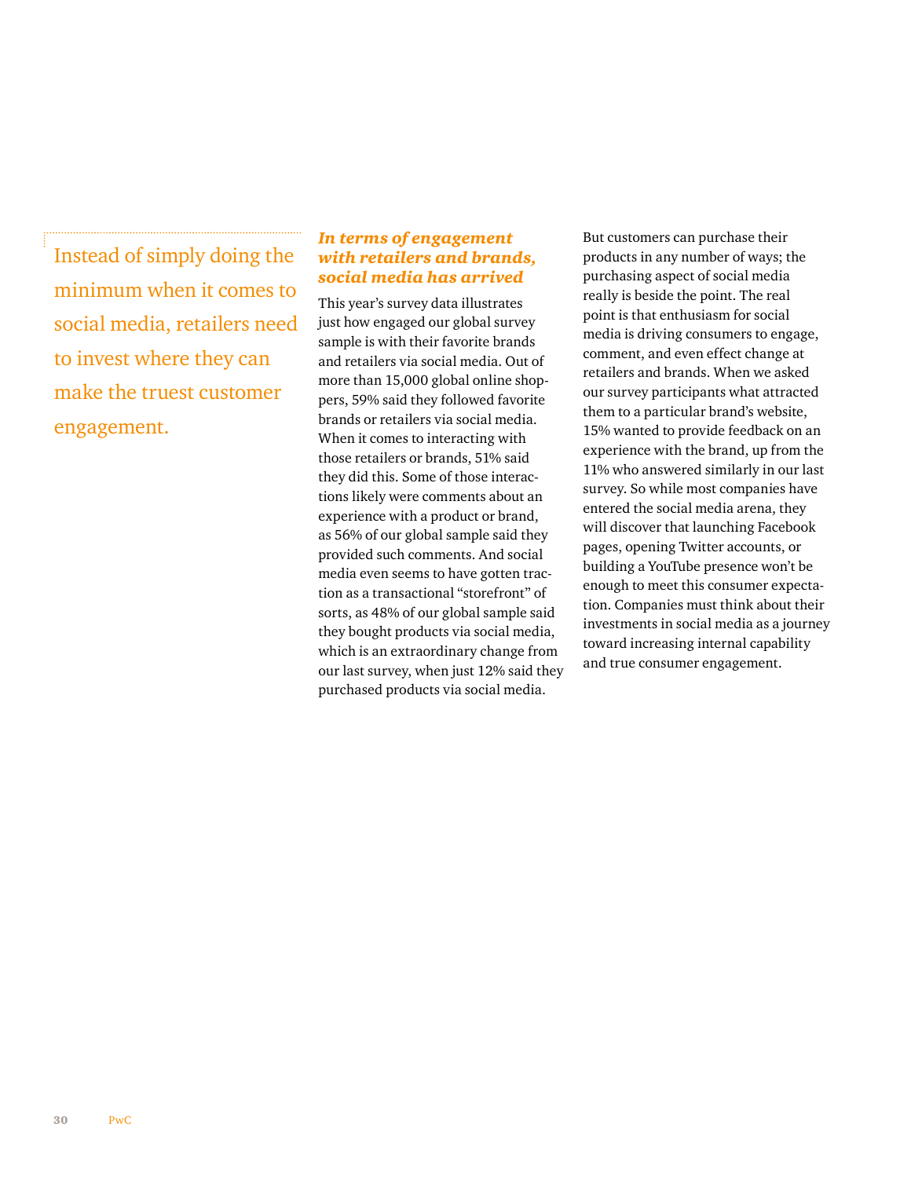Instead of simply doing the minimum when it comes to social media, retailers need to invest where they can make the truest customer engagement.

### *In terms of engagement with retailers and brands, social media has arrived*

This year's survey data illustrates just how engaged our global survey sample is with their favorite brands and retailers via social media. Out of more than 15,000 global online shoppers, 59% said they followed favorite brands or retailers via social media. When it comes to interacting with those retailers or brands, 51% said they did this. Some of those interactions likely were comments about an experience with a product or brand, as 56% of our global sample said they provided such comments. And social media even seems to have gotten traction as a transactional "storefront" of sorts, as 48% of our global sample said they bought products via social media, which is an extraordinary change from our last survey, when just 12% said they purchased products via social media.

But customers can purchase their products in any number of ways; the purchasing aspect of social media really is beside the point. The real point is that enthusiasm for social media is driving consumers to engage, comment, and even effect change at retailers and brands. When we asked our survey participants what attracted them to a particular brand's website, 15% wanted to provide feedback on an experience with the brand, up from the 11% who answered similarly in our last survey. So while most companies have entered the social media arena, they will discover that launching Facebook pages, opening Twitter accounts, or building a YouTube presence won't be enough to meet this consumer expectation. Companies must think about their investments in social media as a journey toward increasing internal capability and true consumer engagement.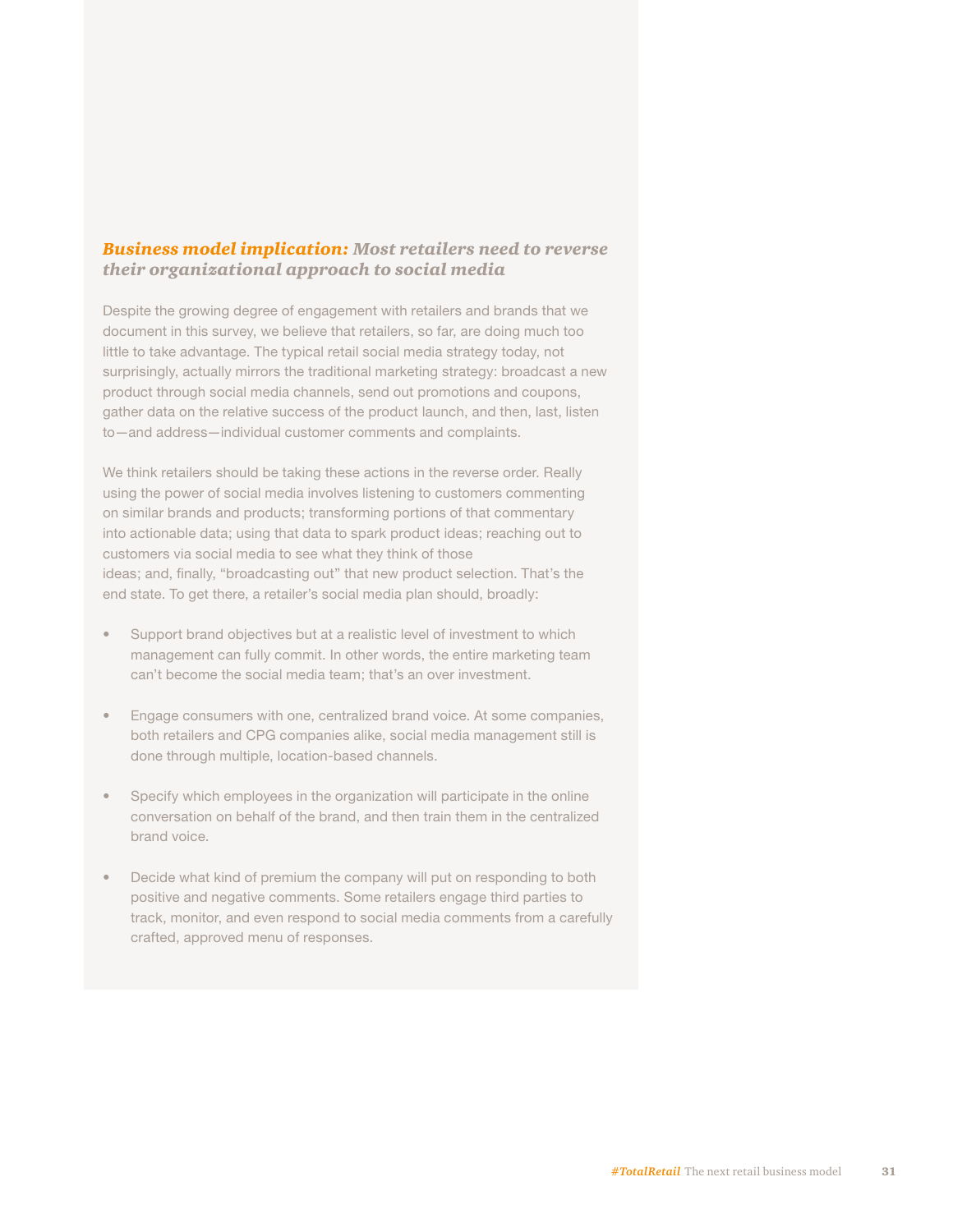### *Business model implication: Most retailers need to reverse their organizational approach to social media*

Despite the growing degree of engagement with retailers and brands that we document in this survey, we believe that retailers, so far, are doing much too little to take advantage. The typical retail social media strategy today, not surprisingly, actually mirrors the traditional marketing strategy: broadcast a new product through social media channels, send out promotions and coupons, gather data on the relative success of the product launch, and then, last, listen to—and address—individual customer comments and complaints.

We think retailers should be taking these actions in the reverse order. Really using the power of social media involves listening to customers commenting on similar brands and products; transforming portions of that commentary into actionable data; using that data to spark product ideas; reaching out to customers via social media to see what they think of those ideas; and, finally, "broadcasting out" that new product selection. That's the end state. To get there, a retailer's social media plan should, broadly:

- Support brand objectives but at a realistic level of investment to which management can fully commit. In other words, the entire marketing team can't become the social media team; that's an over investment.
- Engage consumers with one, centralized brand voice. At some companies, both retailers and CPG companies alike, social media management still is done through multiple, location-based channels.
- Specify which employees in the organization will participate in the online conversation on behalf of the brand, and then train them in the centralized brand voice.
- Decide what kind of premium the company will put on responding to both positive and negative comments. Some retailers engage third parties to track, monitor, and even respond to social media comments from a carefully crafted, approved menu of responses.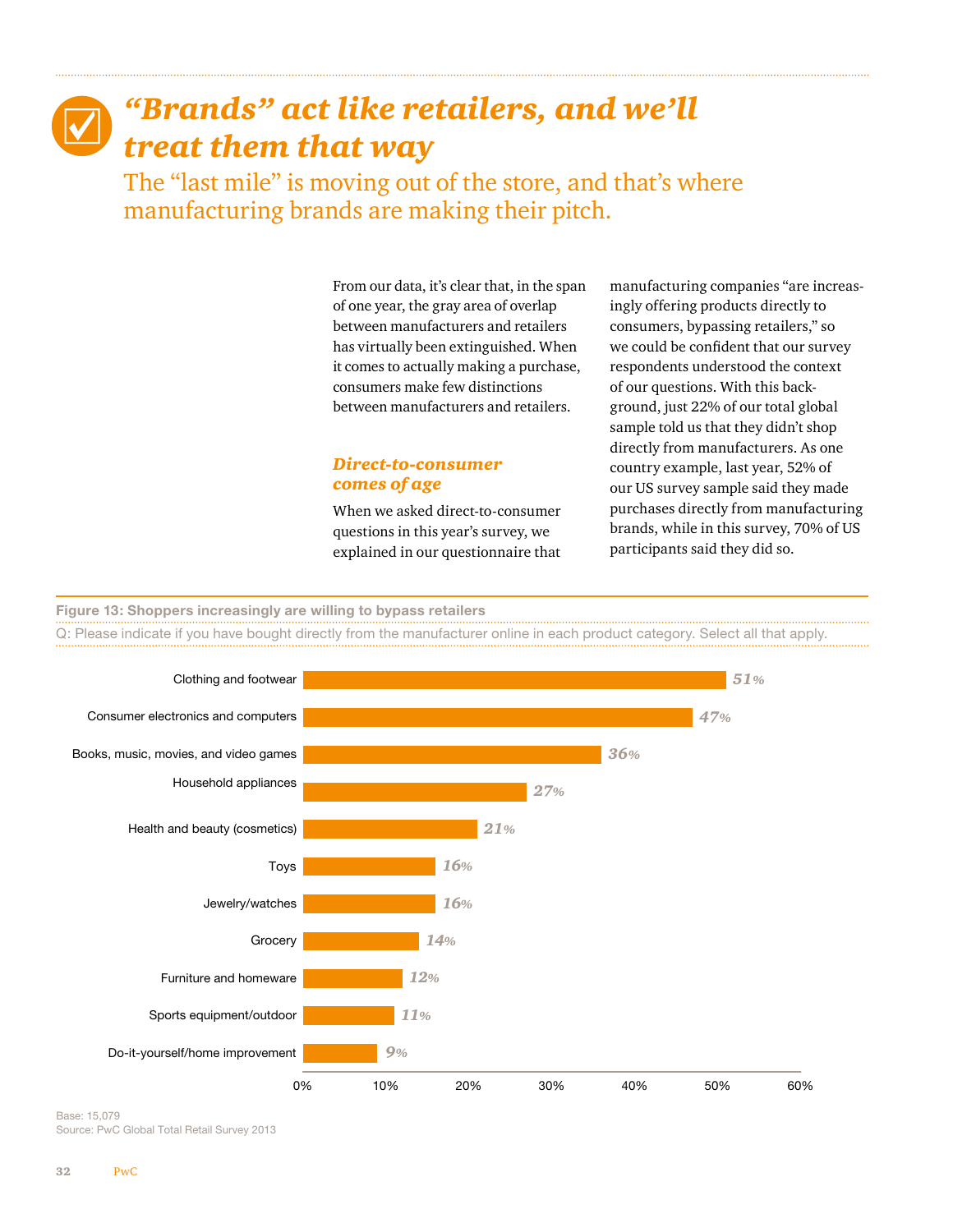# *"Brands" act like retailers, and we'll treat them that way*

The "last mile" is moving out of the store, and that's where manufacturing brands are making their pitch.

From our data, it's clear that, in the span of one year, the gray area of overlap between manufacturers and retailers has virtually been extinguished. When it comes to actually making a purchase, consumers make few distinctions between manufacturers and retailers.

### *Direct-to-consumer comes of age*

When we asked direct-to-consumer questions in this year's survey, we explained in our questionnaire that manufacturing companies "are increasingly offering products directly to consumers, bypassing retailers," so we could be confident that our survey respondents understood the context of our questions. With this background, just 22% of our total global sample told us that they didn't shop directly from manufacturers. As one country example, last year, 52% of our US survey sample said they made purchases directly from manufacturing brands, while in this survey, 70% of US participants said they did so.

**Figure 13: Shoppers increasingly are willing to bypass retailers**

Q: Please indicate if you have bought directly from the manufacturer online in each product category. Select all that apply.

| Product category | % |
|---|---|
| Clothing and footwear | 51% |
| Consumer electronics and computers | 47% |
| Books, music, movies, and video games | 36% |
| Household appliances | 27% |
| Health and beauty (cosmetics) | 21% |
| Toys | 16% |
| Jewelry/watches | 16% |
| Grocery | 14% |
| Furniture and homeware | 12% |
| Sports equipment/outdoor | 11% |
| Do-it-yourself/home improvement | 9% |

Base: 15,079
Source: PwC Global Total Retail Survey 2013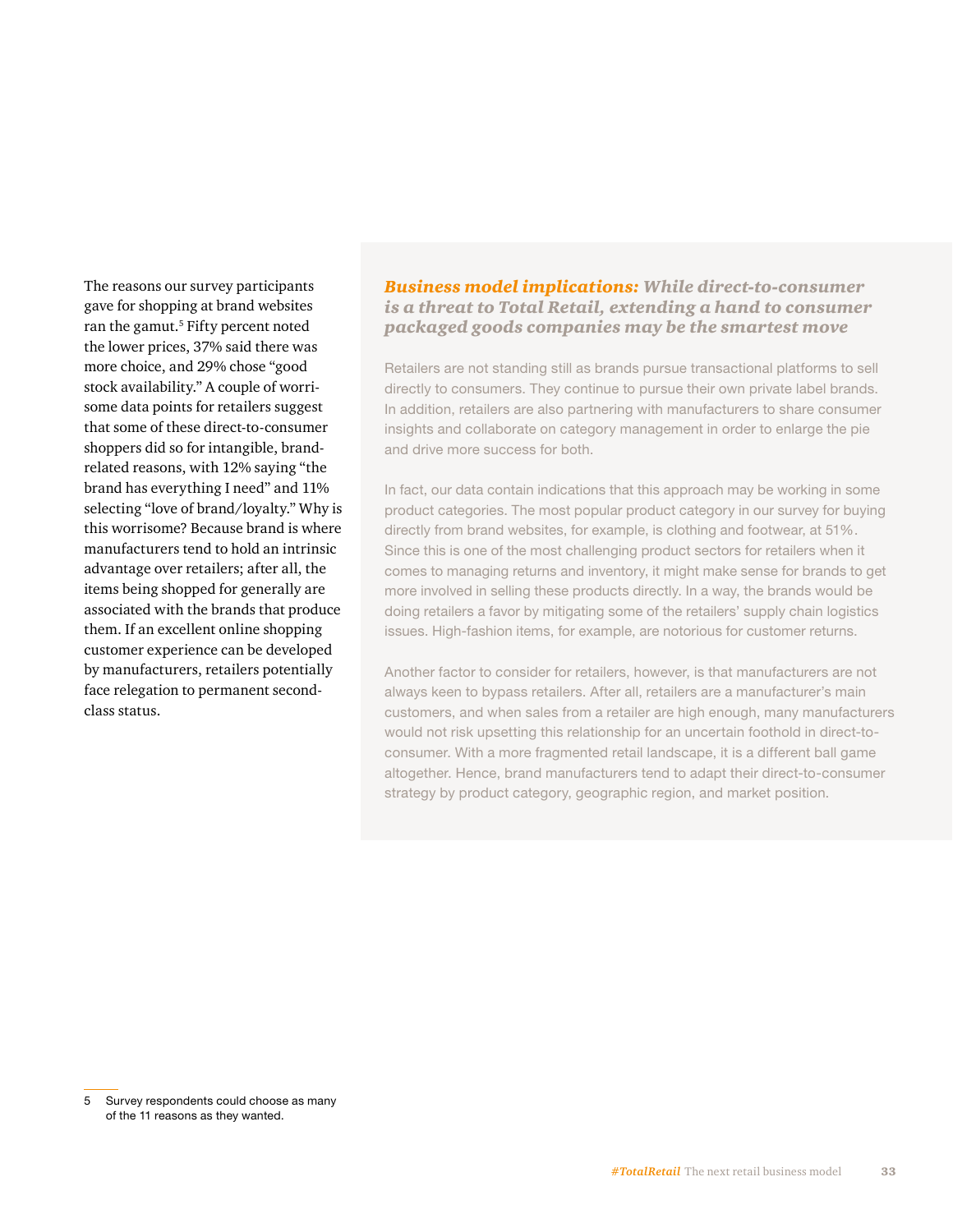The reasons our survey participants gave for shopping at brand websites ran the gamut.[5] Fifty percent noted the lower prices, 37% said there was more choice, and 29% chose "good stock availability." A couple of worrisome data points for retailers suggest that some of these direct-to-consumer shoppers did so for intangible, brand-related reasons, with 12% saying "the brand has everything I need" and 11% selecting "love of brand/loyalty." Why is this worrisome? Because brand is where manufacturers tend to hold an intrinsic advantage over retailers; after all, the items being shopped for generally are associated with the brands that produce them. If an excellent online shopping customer experience can be developed by manufacturers, retailers potentially face relegation to permanent second-class status.

### ***Business model implications:*** ***While direct-to-consumer is a threat to Total Retail, extending a hand to consumer packaged goods companies may be the smartest move***

Retailers are not standing still as brands pursue transactional platforms to sell directly to consumers. They continue to pursue their own private label brands. In addition, retailers are also partnering with manufacturers to share consumer insights and collaborate on category management in order to enlarge the pie and drive more success for both.

In fact, our data contain indications that this approach may be working in some product categories. The most popular product category in our survey for buying directly from brand websites, for example, is clothing and footwear, at 51%. Since this is one of the most challenging product sectors for retailers when it comes to managing returns and inventory, it might make sense for brands to get more involved in selling these products directly. In a way, the brands would be doing retailers a favor by mitigating some of the retailers' supply chain logistics issues. High-fashion items, for example, are notorious for customer returns.

Another factor to consider for retailers, however, is that manufacturers are not always keen to bypass retailers. After all, retailers are a manufacturer's main customers, and when sales from a retailer are high enough, many manufacturers would not risk upsetting this relationship for an uncertain foothold in direct-to-consumer. With a more fragmented retail landscape, it is a different ball game altogether. Hence, brand manufacturers tend to adapt their direct-to-consumer strategy by product category, geographic region, and market position.

---

5 Survey respondents could choose as many of the 11 reasons as they wanted.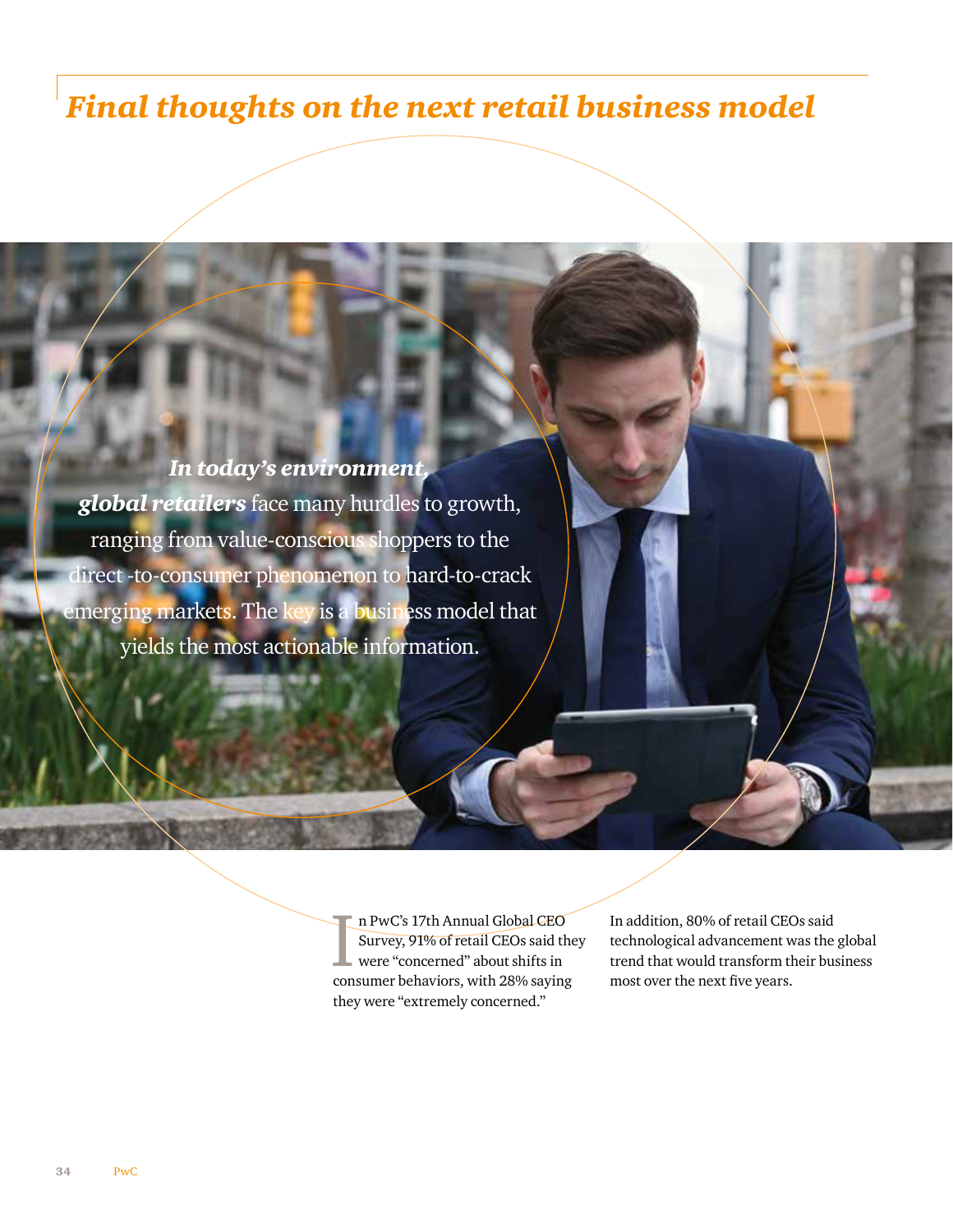# Final thoughts on the next retail business model

***In today's environment, global retailers*** face many hurdles to growth, ranging from value-conscious shoppers to the direct -to-consumer phenomenon to hard-to-crack emerging markets. The key is a business model that yields the most actionable information.

In PwC's 17th Annual Global CEO Survey, 91% of retail CEOs said they were "concerned" about shifts in consumer behaviors, with 28% saying they were "extremely concerned."

In addition, 80% of retail CEOs said technological advancement was the global trend that would transform their business most over the next five years.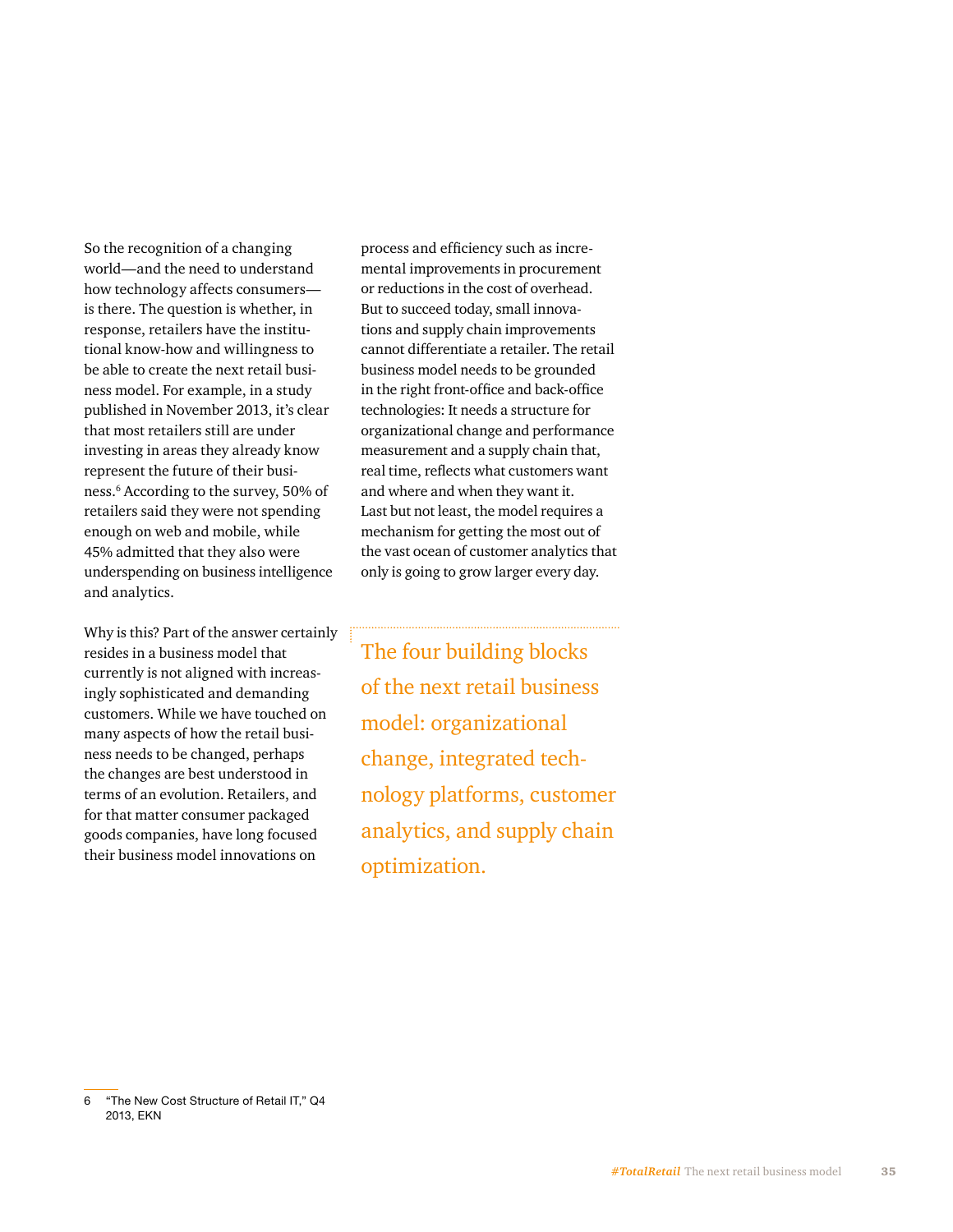So the recognition of a changing world—and the need to understand how technology affects consumers—is there. The question is whether, in response, retailers have the institutional know-how and willingness to be able to create the next retail business model. For example, in a study published in November 2013, it's clear that most retailers still are under investing in areas they already know represent the future of their business.[6] According to the survey, 50% of retailers said they were not spending enough on web and mobile, while 45% admitted that they also were underspending on business intelligence and analytics.

Why is this? Part of the answer certainly resides in a business model that currently is not aligned with increasingly sophisticated and demanding customers. While we have touched on many aspects of how the retail business needs to be changed, perhaps the changes are best understood in terms of an evolution. Retailers, and for that matter consumer packaged goods companies, have long focused their business model innovations on process and efficiency such as incremental improvements in procurement or reductions in the cost of overhead. But to succeed today, small innovations and supply chain improvements cannot differentiate a retailer. The retail business model needs to be grounded in the right front-office and back-office technologies: It needs a structure for organizational change and performance measurement and a supply chain that, real time, reflects what customers want and where and when they want it. Last but not least, the model requires a mechanism for getting the most out of the vast ocean of customer analytics that only is going to grow larger every day.

> The four building blocks of the next retail business model: organizational change, integrated technology platforms, customer analytics, and supply chain optimization.

6 "The New Cost Structure of Retail IT," Q4 2013, EKN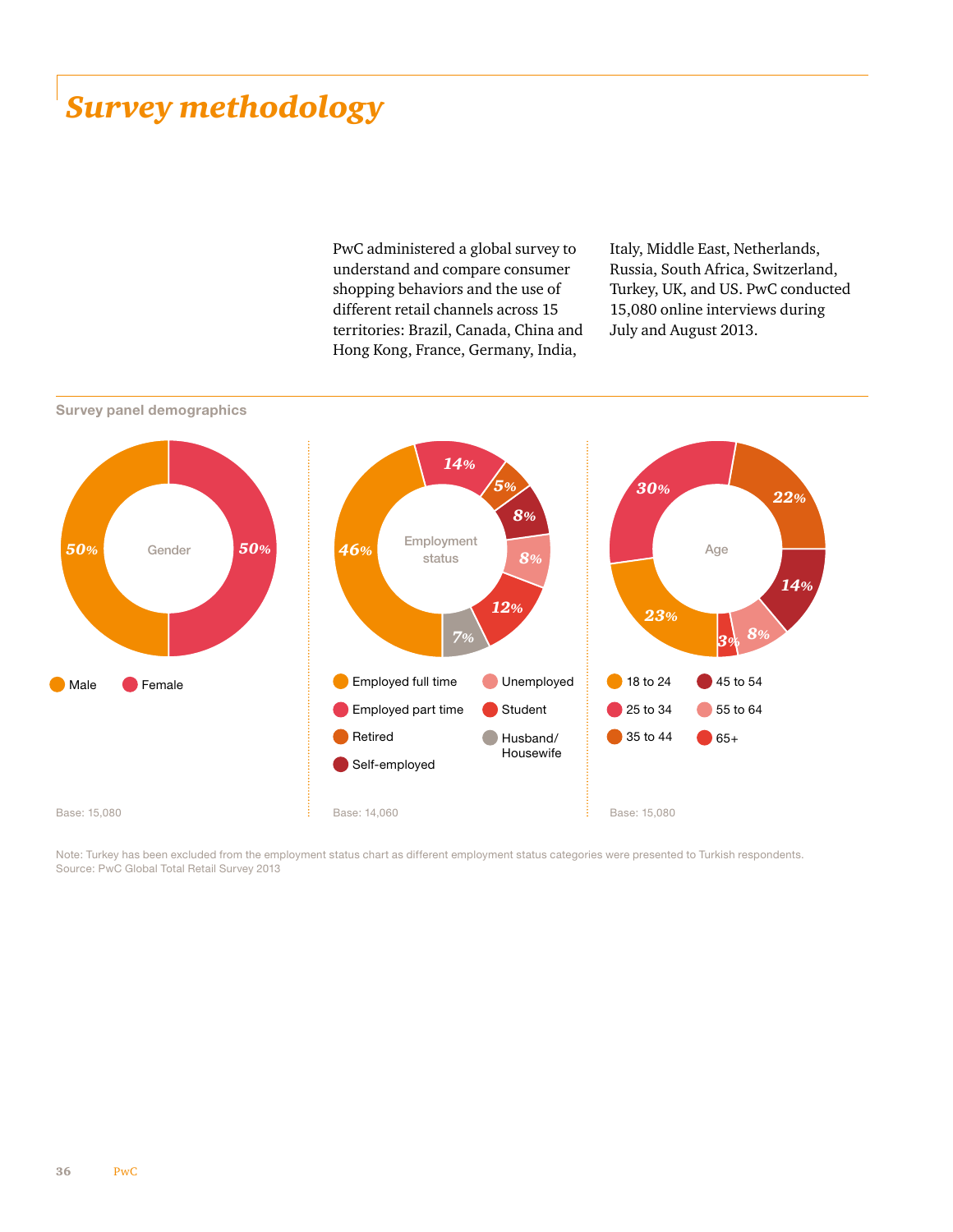# Survey methodology

PwC administered a global survey to understand and compare consumer shopping behaviors and the use of different retail channels across 15 territories: Brazil, Canada, China and Hong Kong, France, Germany, India, Italy, Middle East, Netherlands, Russia, South Africa, Switzerland, Turkey, UK, and US. PwC conducted 15,080 online interviews during July and August 2013.

## Survey panel demographics

**Gender**

| Gender | % |
|---|---|
| Male | 50% |
| Female | 50% |

Base: 15,080

**Employment status**

| Employment status | % |
|---|---|
| Employed full time | 46% |
| Employed part time | 14% |
| Retired | 5% |
| Self-employed | 8% |
| Unemployed | 8% |
| Student | 12% |
| Husband/Housewife | 7% |

Base: 14,060

**Age**

| Age | % |
|---|---|
| 18 to 24 | 23% |
| 25 to 34 | 30% |
| 35 to 44 | 22% |
| 45 to 54 | 14% |
| 55 to 64 | 8% |
| 65+ | 3% |

Base: 15,080

Note: Turkey has been excluded from the employment status chart as different employment status categories were presented to Turkish respondents.
Source: PwC Global Total Retail Survey 2013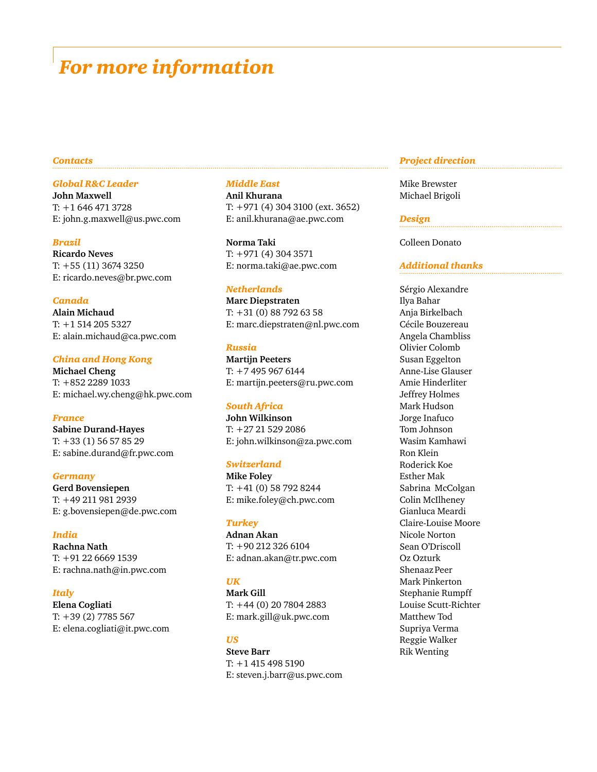# *For more information*

### *Contacts*

***Global R&C Leader***
**John Maxwell**
T: +1 646 471 3728
E: john.g.maxwell@us.pwc.com

***Brazil***
**Ricardo Neves**
T: +55 (11) 3674 3250
E: ricardo.neves@br.pwc.com

***Canada***
**Alain Michaud**
T: +1 514 205 5327
E: alain.michaud@ca.pwc.com

***China and Hong Kong***
**Michael Cheng**
T: +852 2289 1033
E: michael.wy.cheng@hk.pwc.com

***France***
**Sabine Durand-Hayes**
T: +33 (1) 56 57 85 29
E: sabine.durand@fr.pwc.com

***Germany***
**Gerd Bovensiepen**
T: +49 211 981 2939
E: g.bovensiepen@de.pwc.com

***India***
**Rachna Nath**
T: +91 22 6669 1539
E: rachna.nath@in.pwc.com

***Italy***
**Elena Cogliati**
T: +39 (2) 7785 567
E: elena.cogliati@it.pwc.com

***Middle East***
**Anil Khurana**
T: +971 (4) 304 3100 (ext. 3652)
E: anil.khurana@ae.pwc.com

**Norma Taki**
T: +971 (4) 304 3571
E: norma.taki@ae.pwc.com

***Netherlands***
**Marc Diepstraten**
T: +31 (0) 88 792 63 58
E: marc.diepstraten@nl.pwc.com

***Russia***
**Martijn Peeters**
T: +7 495 967 6144
E: martijn.peeters@ru.pwc.com

***South Africa***
**John Wilkinson**
T: +27 21 529 2086
E: john.wilkinson@za.pwc.com

***Switzerland***
**Mike Foley**
T: +41 (0) 58 792 8244
E: mike.foley@ch.pwc.com

***Turkey***
**Adnan Akan**
T: +90 212 326 6104
E: adnan.akan@tr.pwc.com

***UK***
**Mark Gill**
T: +44 (0) 20 7804 2883
E: mark.gill@uk.pwc.com

***US***
**Steve Barr**
T: +1 415 498 5190
E: steven.j.barr@us.pwc.com

### *Project direction*

Mike Brewster
Michael Brigoli

### *Design*

Colleen Donato

### *Additional thanks*

Sérgio Alexandre
Ilya Bahar
Anja Birkelbach
Cécile Bouzereau
Angela Chambliss
Olivier Colomb
Susan Eggelton
Anne-Lise Glauser
Amie Hinderliter
Jeffrey Holmes
Mark Hudson
Jorge Inafuco
Tom Johnson
Wasim Kamhawi
Ron Klein
Roderick Koe
Esther Mak
Sabrina McColgan
Colin McIlheney
Gianluca Meardi
Claire-Louise Moore
Nicole Norton
Sean O'Driscoll
Oz Ozturk
Shenaaz Peer
Mark Pinkerton
Stephanie Rumpff
Louise Scutt-Richter
Matthew Tod
Supriya Verma
Reggie Walker
Rik Wenting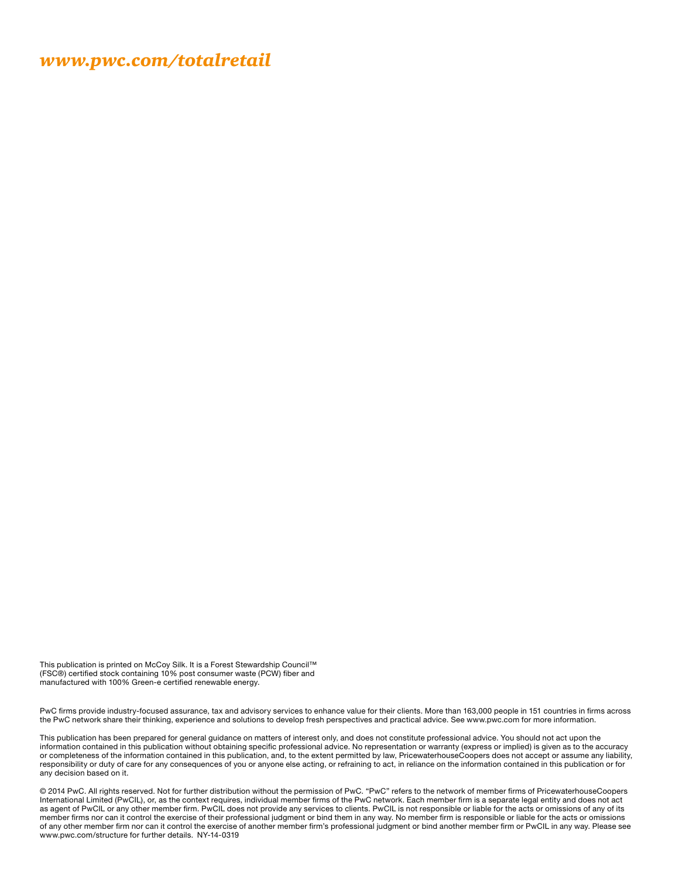*www.pwc.com/totalretail*

This publication is printed on McCoy Silk. It is a Forest Stewardship Council™ (FSC®) certified stock containing 10% post consumer waste (PCW) fiber and manufactured with 100% Green-e certified renewable energy.

PwC firms provide industry-focused assurance, tax and advisory services to enhance value for their clients. More than 163,000 people in 151 countries in firms across the PwC network share their thinking, experience and solutions to develop fresh perspectives and practical advice. See www.pwc.com for more information.

This publication has been prepared for general guidance on matters of interest only, and does not constitute professional advice. You should not act upon the information contained in this publication without obtaining specific professional advice. No representation or warranty (express or implied) is given as to the accuracy or completeness of the information contained in this publication, and, to the extent permitted by law, PricewaterhouseCoopers does not accept or assume any liability, responsibility or duty of care for any consequences of you or anyone else acting, or refraining to act, in reliance on the information contained in this publication or for any decision based on it.

© 2014 PwC. All rights reserved. Not for further distribution without the permission of PwC. "PwC" refers to the network of member firms of PricewaterhouseCoopers International Limited (PwCIL), or, as the context requires, individual member firms of the PwC network. Each member firm is a separate legal entity and does not act as agent of PwCIL or any other member firm. PwCIL does not provide any services to clients. PwCIL is not responsible or liable for the acts or omissions of any of its member firms nor can it control the exercise of their professional judgment or bind them in any way. No member firm is responsible or liable for the acts or omissions of any other member firm nor can it control the exercise of another member firm's professional judgment or bind another member firm or PwCIL in any way. Please see www.pwc.com/structure for further details. NY-14-0319